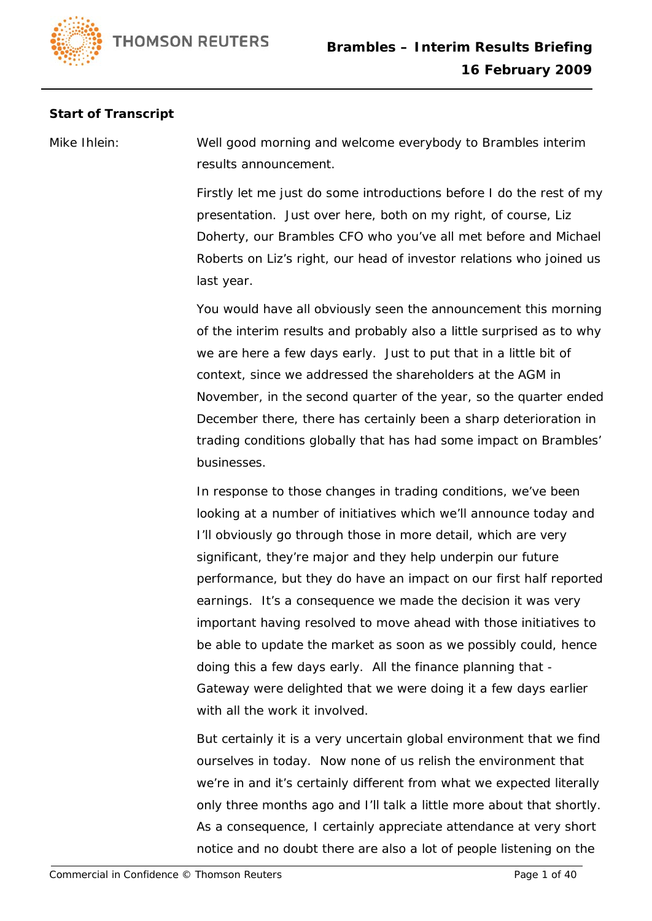**Start of Transcript**

Mike Ihlein: Well good morning and welcome everybody to Brambles interim results announcement.

Firstly let me just do some introductions before I do the rest of my presentation. Just over here, both on my right, of course, Liz Doherty, our Brambles CFO who you've all met before and Michael Roberts on Liz's right, our head of investor relations who joined us last year.

You would have all obviously seen the announcement this morning of the interim results and probably also a little surprised as to why we are here a few days early. Just to put that in a little bit of context, since we addressed the shareholders at the AGM in November, in the second quarter of the year, so the quarter ended December there, there has certainly been a sharp deterioration in trading conditions globally that has had some impact on Brambles' businesses.

In response to those changes in trading conditions, we've been looking at a number of initiatives which we'll announce today and I'll obviously go through those in more detail, which are very significant, they're major and they help underpin our future performance, but they do have an impact on our first half reported earnings. It's a consequence we made the decision it was very important having resolved to move ahead with those initiatives to be able to update the market as soon as we possibly could, hence doing this a few days early. All the finance planning that - Gateway were delighted that we were doing it a few days earlier with all the work it involved.

But certainly it is a very uncertain global environment that we find ourselves in today. Now none of us relish the environment that we're in and it's certainly different from what we expected literally only three months ago and I'll talk a little more about that shortly. As a consequence, I certainly appreciate attendance at very short notice and no doubt there are also a lot of people listening on the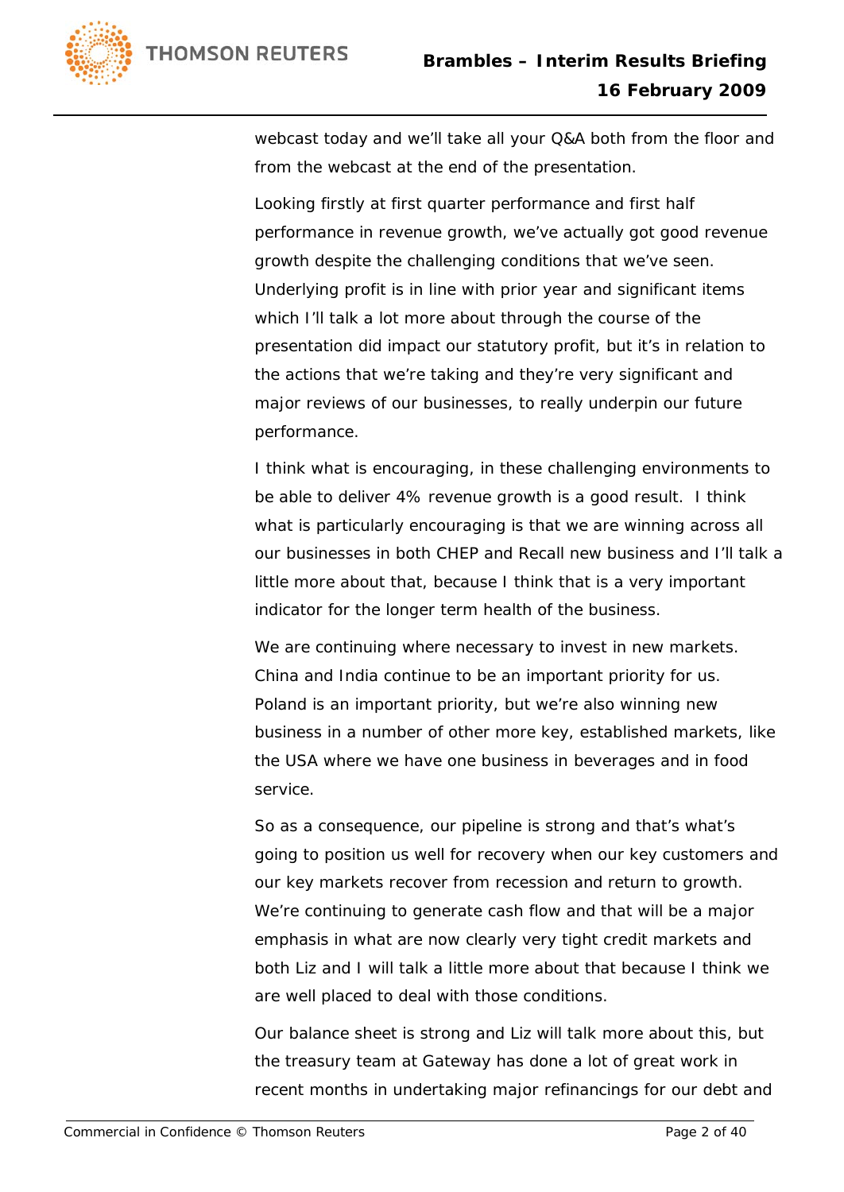webcast today and we'll take all your Q&A both from the floor and from the webcast at the end of the presentation.

Looking firstly at first quarter performance and first half performance in revenue growth, we've actually got good revenue growth despite the challenging conditions that we've seen. Underlying profit is in line with prior year and significant items which I'll talk a lot more about through the course of the presentation did impact our statutory profit, but it's in relation to the actions that we're taking and they're very significant and major reviews of our businesses, to really underpin our future performance.

I think what is encouraging, in these challenging environments to be able to deliver 4% revenue growth is a good result. I think what is particularly encouraging is that we are winning across all our businesses in both CHEP and Recall new business and I'll talk a little more about that, because I think that is a very important indicator for the longer term health of the business.

We are continuing where necessary to invest in new markets. China and India continue to be an important priority for us. Poland is an important priority, but we're also winning new business in a number of other more key, established markets, like the USA where we have one business in beverages and in food service.

So as a consequence, our pipeline is strong and that's what's going to position us well for recovery when our key customers and our key markets recover from recession and return to growth. We're continuing to generate cash flow and that will be a major emphasis in what are now clearly very tight credit markets and both Liz and I will talk a little more about that because I think we are well placed to deal with those conditions.

Our balance sheet is strong and Liz will talk more about this, but the treasury team at Gateway has done a lot of great work in recent months in undertaking major refinancings for our debt and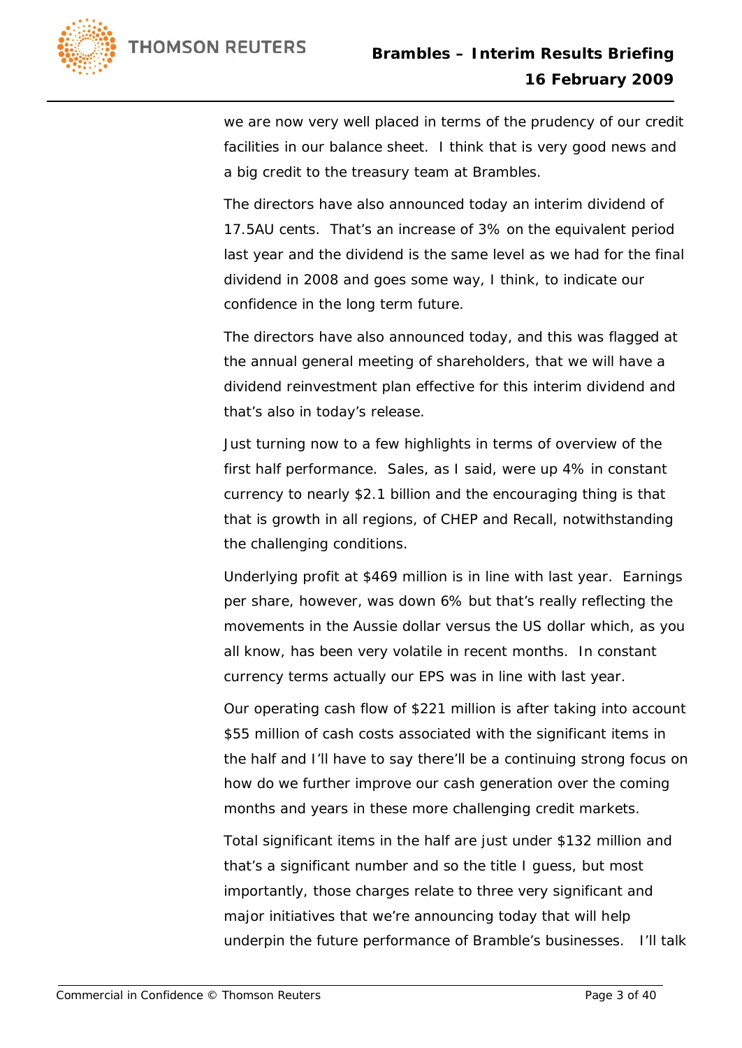we are now very well placed in terms of the prudency of our credit facilities in our balance sheet. I think that is very good news and a big credit to the treasury team at Brambles.

The directors have also announced today an interim dividend of 17.5AU cents. That's an increase of 3% on the equivalent period last year and the dividend is the same level as we had for the final dividend in 2008 and goes some way, I think, to indicate our confidence in the long term future.

The directors have also announced today, and this was flagged at the annual general meeting of shareholders, that we will have a dividend reinvestment plan effective for this interim dividend and that's also in today's release.

Just turning now to a few highlights in terms of overview of the first half performance. Sales, as I said, were up 4% in constant currency to nearly $2.1 billion and the encouraging thing is that that is growth in all regions, of CHEP and Recall, notwithstanding the challenging conditions.

Underlying profit at $469 million is in line with last year. Earnings per share, however, was down 6% but that's really reflecting the movements in the Aussie dollar versus the US dollar which, as you all know, has been very volatile in recent months. In constant currency terms actually our EPS was in line with last year.

Our operating cash flow of $221 million is after taking into account $55 million of cash costs associated with the significant items in the half and I'll have to say there'll be a continuing strong focus on how do we further improve our cash generation over the coming months and years in these more challenging credit markets.

Total significant items in the half are just under $132 million and that's a significant number and so the title I guess, but most importantly, those charges relate to three very significant and major initiatives that we're announcing today that will help underpin the future performance of Bramble's businesses. I'll talk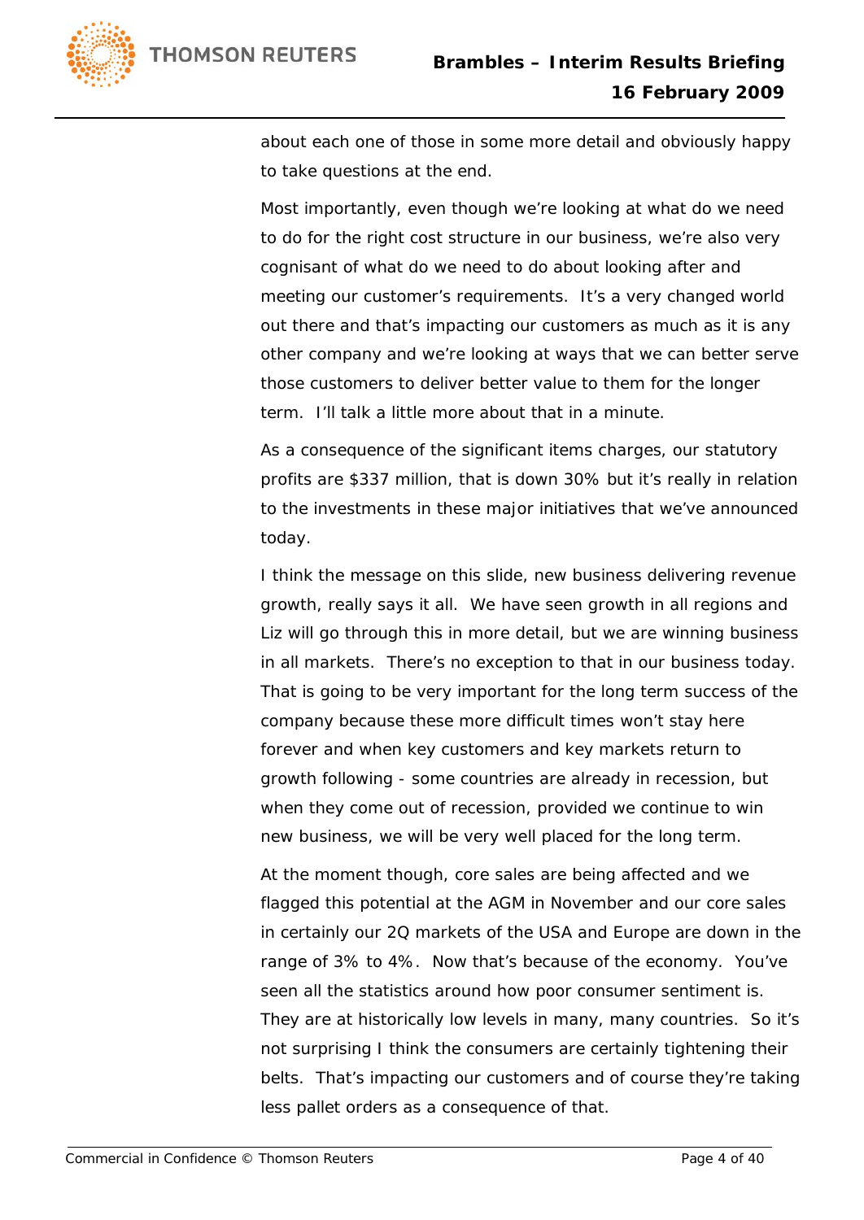about each one of those in some more detail and obviously happy to take questions at the end.

Most importantly, even though we're looking at what do we need to do for the right cost structure in our business, we're also very cognisant of what do we need to do about looking after and meeting our customer's requirements. It's a very changed world out there and that's impacting our customers as much as it is any other company and we're looking at ways that we can better serve those customers to deliver better value to them for the longer term. I'll talk a little more about that in a minute.

As a consequence of the significant items charges, our statutory profits are $337 million, that is down 30% but it's really in relation to the investments in these major initiatives that we've announced today.

I think the message on this slide, new business delivering revenue growth, really says it all. We have seen growth in all regions and Liz will go through this in more detail, but we are winning business in all markets. There's no exception to that in our business today. That is going to be very important for the long term success of the company because these more difficult times won't stay here forever and when key customers and key markets return to growth following - some countries are already in recession, but when they come out of recession, provided we continue to win new business, we will be very well placed for the long term.

At the moment though, core sales are being affected and we flagged this potential at the AGM in November and our core sales in certainly our 2Q markets of the USA and Europe are down in the range of 3% to 4%. Now that's because of the economy. You've seen all the statistics around how poor consumer sentiment is. They are at historically low levels in many, many countries. So it's not surprising I think the consumers are certainly tightening their belts. That's impacting our customers and of course they're taking less pallet orders as a consequence of that.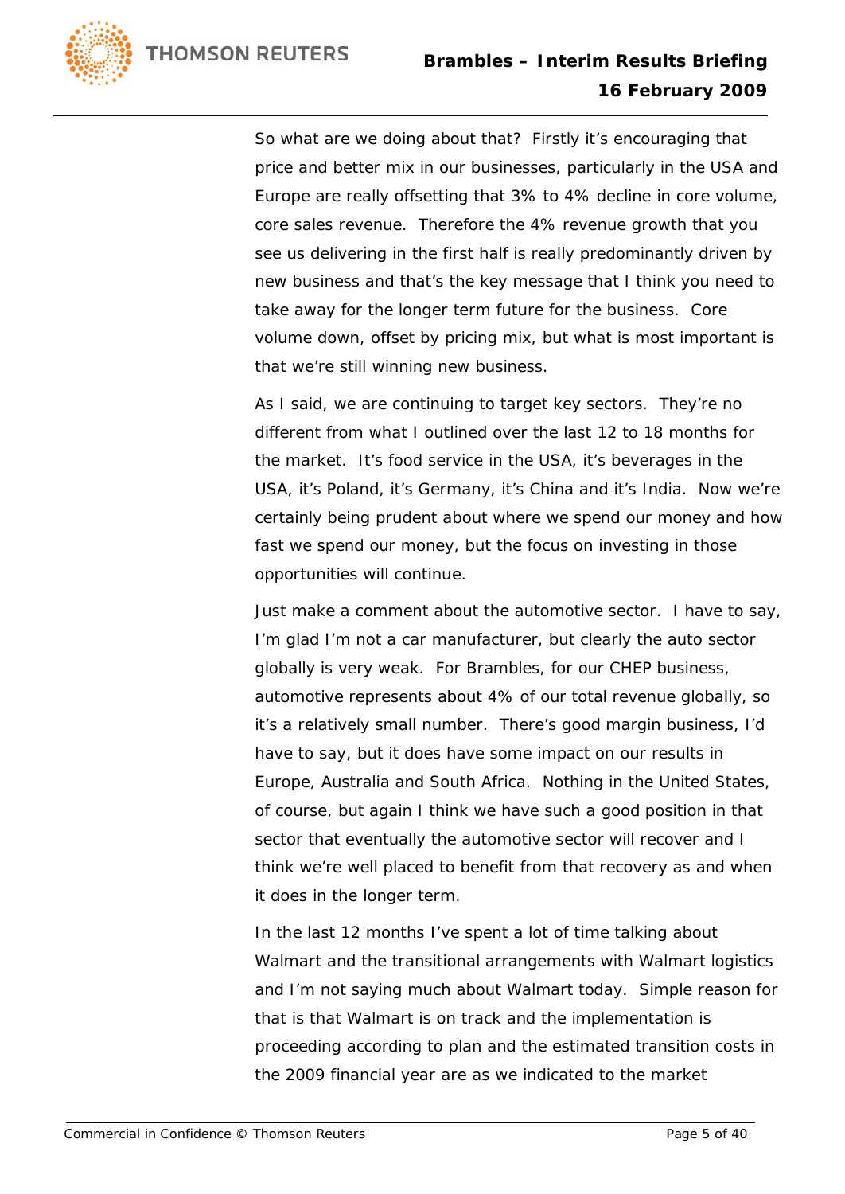So what are we doing about that? Firstly it's encouraging that price and better mix in our businesses, particularly in the USA and Europe are really offsetting that 3% to 4% decline in core volume, core sales revenue. Therefore the 4% revenue growth that you see us delivering in the first half is really predominantly driven by new business and that's the key message that I think you need to take away for the longer term future for the business. Core volume down, offset by pricing mix, but what is most important is that we're still winning new business.

As I said, we are continuing to target key sectors. They're no different from what I outlined over the last 12 to 18 months for the market. It's food service in the USA, it's beverages in the USA, it's Poland, it's Germany, it's China and it's India. Now we're certainly being prudent about where we spend our money and how fast we spend our money, but the focus on investing in those opportunities will continue.

Just make a comment about the automotive sector. I have to say, I'm glad I'm not a car manufacturer, but clearly the auto sector globally is very weak. For Brambles, for our CHEP business, automotive represents about 4% of our total revenue globally, so it's a relatively small number. There's good margin business, I'd have to say, but it does have some impact on our results in Europe, Australia and South Africa. Nothing in the United States, of course, but again I think we have such a good position in that sector that eventually the automotive sector will recover and I think we're well placed to benefit from that recovery as and when it does in the longer term.

In the last 12 months I've spent a lot of time talking about Walmart and the transitional arrangements with Walmart logistics and I'm not saying much about Walmart today. Simple reason for that is that Walmart is on track and the implementation is proceeding according to plan and the estimated transition costs in the 2009 financial year are as we indicated to the market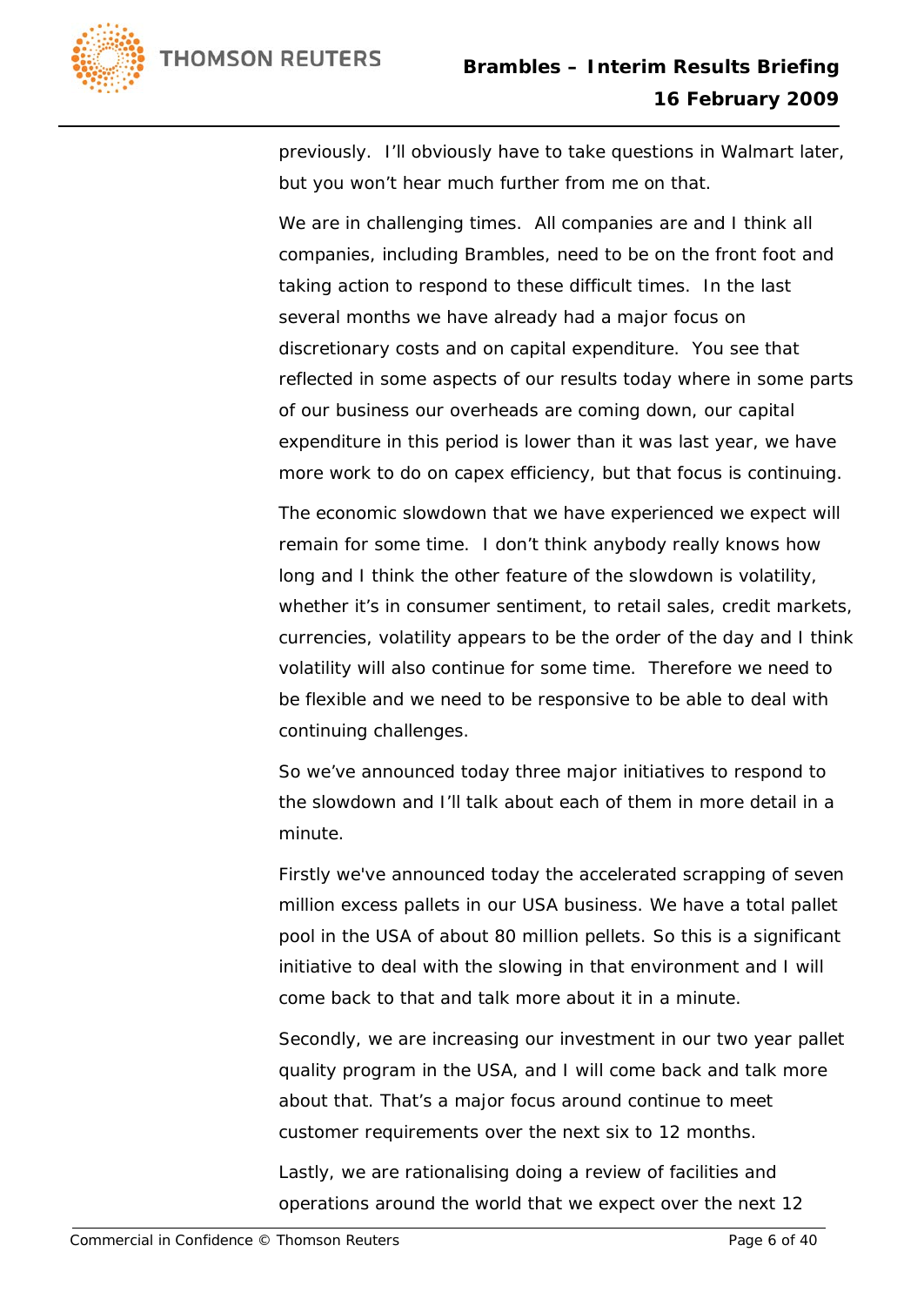previously. I'll obviously have to take questions in Walmart later, but you won't hear much further from me on that.

We are in challenging times. All companies are and I think all companies, including Brambles, need to be on the front foot and taking action to respond to these difficult times. In the last several months we have already had a major focus on discretionary costs and on capital expenditure. You see that reflected in some aspects of our results today where in some parts of our business our overheads are coming down, our capital expenditure in this period is lower than it was last year, we have more work to do on capex efficiency, but that focus is continuing.

The economic slowdown that we have experienced we expect will remain for some time. I don't think anybody really knows how long and I think the other feature of the slowdown is volatility, whether it's in consumer sentiment, to retail sales, credit markets, currencies, volatility appears to be the order of the day and I think volatility will also continue for some time. Therefore we need to be flexible and we need to be responsive to be able to deal with continuing challenges.

So we've announced today three major initiatives to respond to the slowdown and I'll talk about each of them in more detail in a minute.

Firstly we've announced today the accelerated scrapping of seven million excess pallets in our USA business. We have a total pallet pool in the USA of about 80 million pellets. So this is a significant initiative to deal with the slowing in that environment and I will come back to that and talk more about it in a minute.

Secondly, we are increasing our investment in our two year pallet quality program in the USA, and I will come back and talk more about that. That's a major focus around continue to meet customer requirements over the next six to 12 months.

Lastly, we are rationalising doing a review of facilities and operations around the world that we expect over the next 12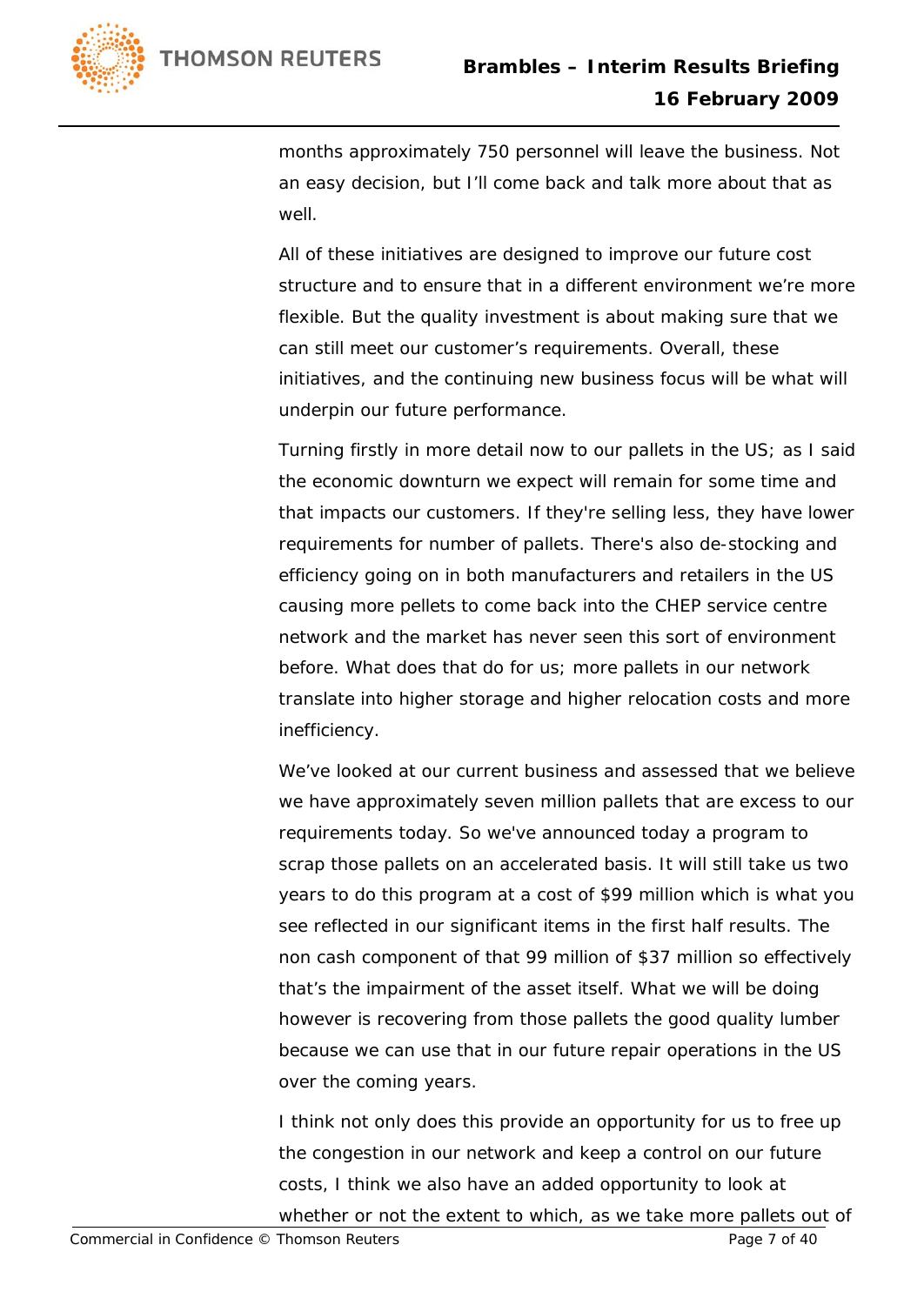months approximately 750 personnel will leave the business. Not an easy decision, but I'll come back and talk more about that as well.

All of these initiatives are designed to improve our future cost structure and to ensure that in a different environment we're more flexible. But the quality investment is about making sure that we can still meet our customer's requirements. Overall, these initiatives, and the continuing new business focus will be what will underpin our future performance.

Turning firstly in more detail now to our pallets in the US; as I said the economic downturn we expect will remain for some time and that impacts our customers. If they're selling less, they have lower requirements for number of pallets. There's also de-stocking and efficiency going on in both manufacturers and retailers in the US causing more pellets to come back into the CHEP service centre network and the market has never seen this sort of environment before. What does that do for us; more pallets in our network translate into higher storage and higher relocation costs and more inefficiency.

We've looked at our current business and assessed that we believe we have approximately seven million pallets that are excess to our requirements today. So we've announced today a program to scrap those pallets on an accelerated basis. It will still take us two years to do this program at a cost of $99 million which is what you see reflected in our significant items in the first half results. The non cash component of that 99 million of $37 million so effectively that's the impairment of the asset itself. What we will be doing however is recovering from those pallets the good quality lumber because we can use that in our future repair operations in the US over the coming years.

I think not only does this provide an opportunity for us to free up the congestion in our network and keep a control on our future costs, I think we also have an added opportunity to look at whether or not the extent to which, as we take more pallets out of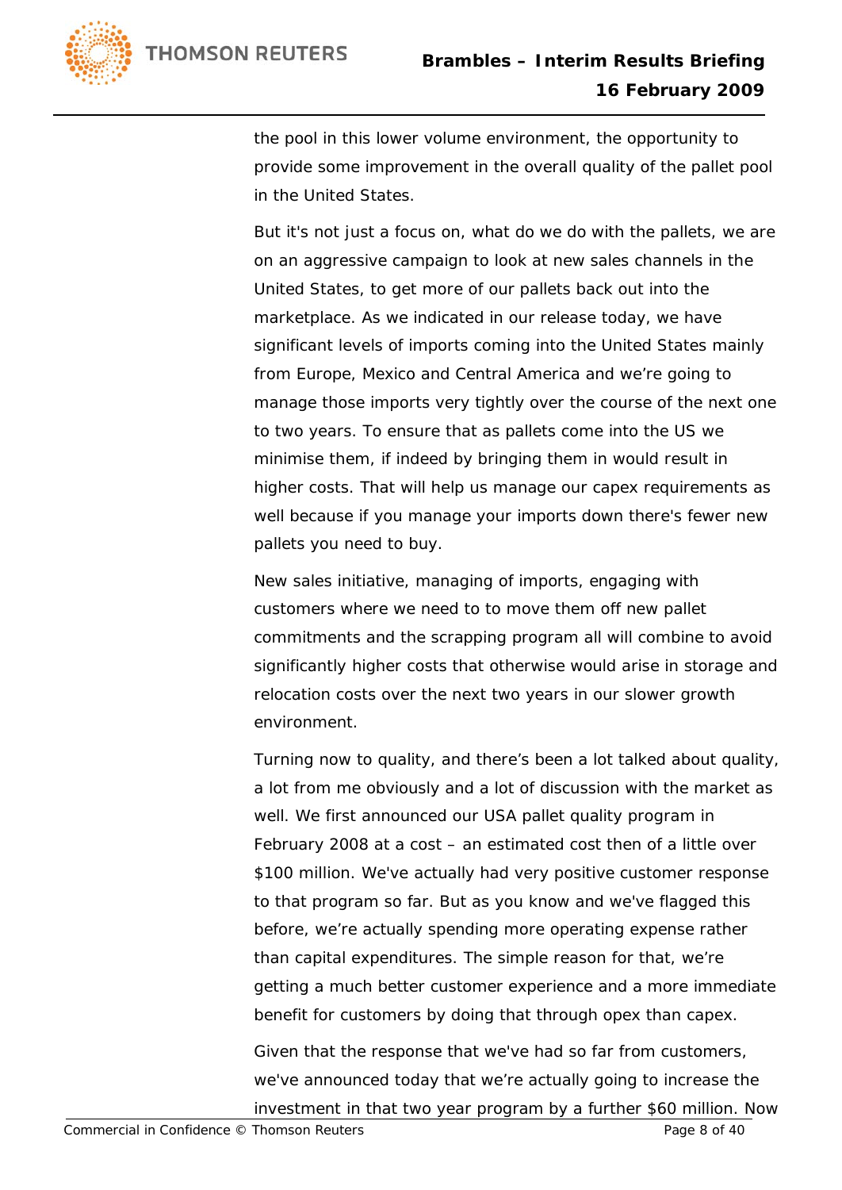the pool in this lower volume environment, the opportunity to provide some improvement in the overall quality of the pallet pool in the United States.

But it's not just a focus on, what do we do with the pallets, we are on an aggressive campaign to look at new sales channels in the United States, to get more of our pallets back out into the marketplace. As we indicated in our release today, we have significant levels of imports coming into the United States mainly from Europe, Mexico and Central America and we're going to manage those imports very tightly over the course of the next one to two years. To ensure that as pallets come into the US we minimise them, if indeed by bringing them in would result in higher costs. That will help us manage our capex requirements as well because if you manage your imports down there's fewer new pallets you need to buy.

New sales initiative, managing of imports, engaging with customers where we need to to move them off new pallet commitments and the scrapping program all will combine to avoid significantly higher costs that otherwise would arise in storage and relocation costs over the next two years in our slower growth environment.

Turning now to quality, and there's been a lot talked about quality, a lot from me obviously and a lot of discussion with the market as well. We first announced our USA pallet quality program in February 2008 at a cost – an estimated cost then of a little over $100 million. We've actually had very positive customer response to that program so far. But as you know and we've flagged this before, we're actually spending more operating expense rather than capital expenditures. The simple reason for that, we're getting a much better customer experience and a more immediate benefit for customers by doing that through opex than capex.

Given that the response that we've had so far from customers, we've announced today that we're actually going to increase the investment in that two year program by a further $60 million. Now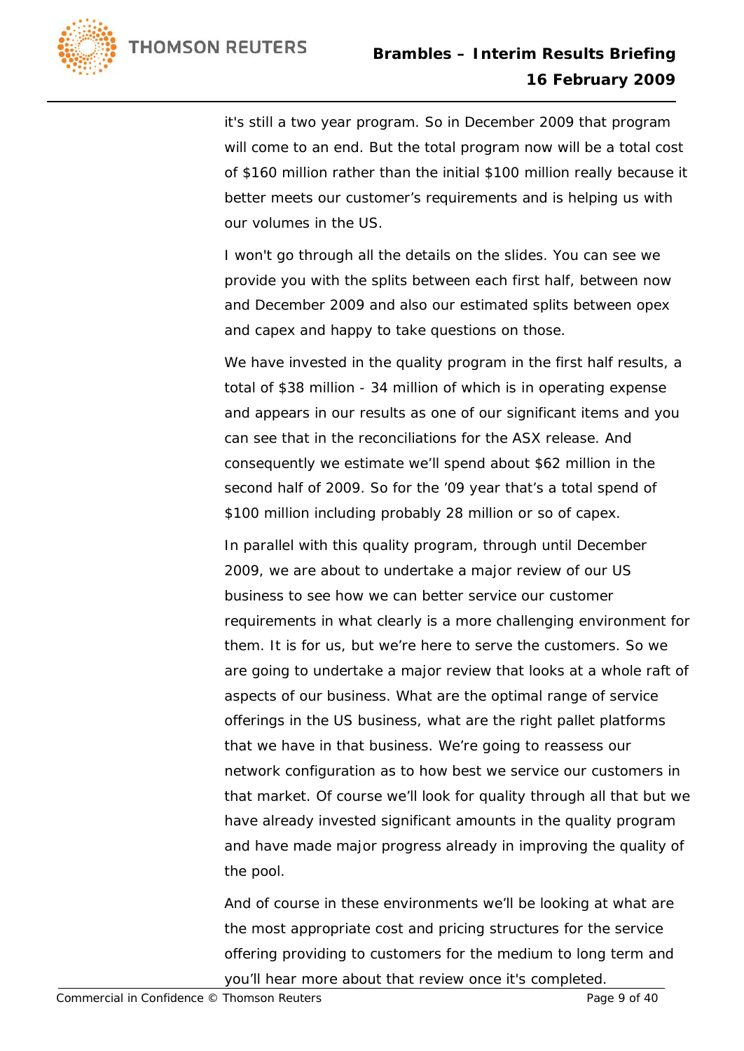it's still a two year program. So in December 2009 that program will come to an end. But the total program now will be a total cost of $160 million rather than the initial $100 million really because it better meets our customer's requirements and is helping us with our volumes in the US.

I won't go through all the details on the slides. You can see we provide you with the splits between each first half, between now and December 2009 and also our estimated splits between opex and capex and happy to take questions on those.

We have invested in the quality program in the first half results, a total of $38 million - 34 million of which is in operating expense and appears in our results as one of our significant items and you can see that in the reconciliations for the ASX release. And consequently we estimate we'll spend about $62 million in the second half of 2009. So for the '09 year that's a total spend of $100 million including probably 28 million or so of capex.

In parallel with this quality program, through until December 2009, we are about to undertake a major review of our US business to see how we can better service our customer requirements in what clearly is a more challenging environment for them. It is for us, but we're here to serve the customers. So we are going to undertake a major review that looks at a whole raft of aspects of our business. What are the optimal range of service offerings in the US business, what are the right pallet platforms that we have in that business. We're going to reassess our network configuration as to how best we service our customers in that market. Of course we'll look for quality through all that but we have already invested significant amounts in the quality program and have made major progress already in improving the quality of the pool.

And of course in these environments we'll be looking at what are the most appropriate cost and pricing structures for the service offering providing to customers for the medium to long term and you'll hear more about that review once it's completed.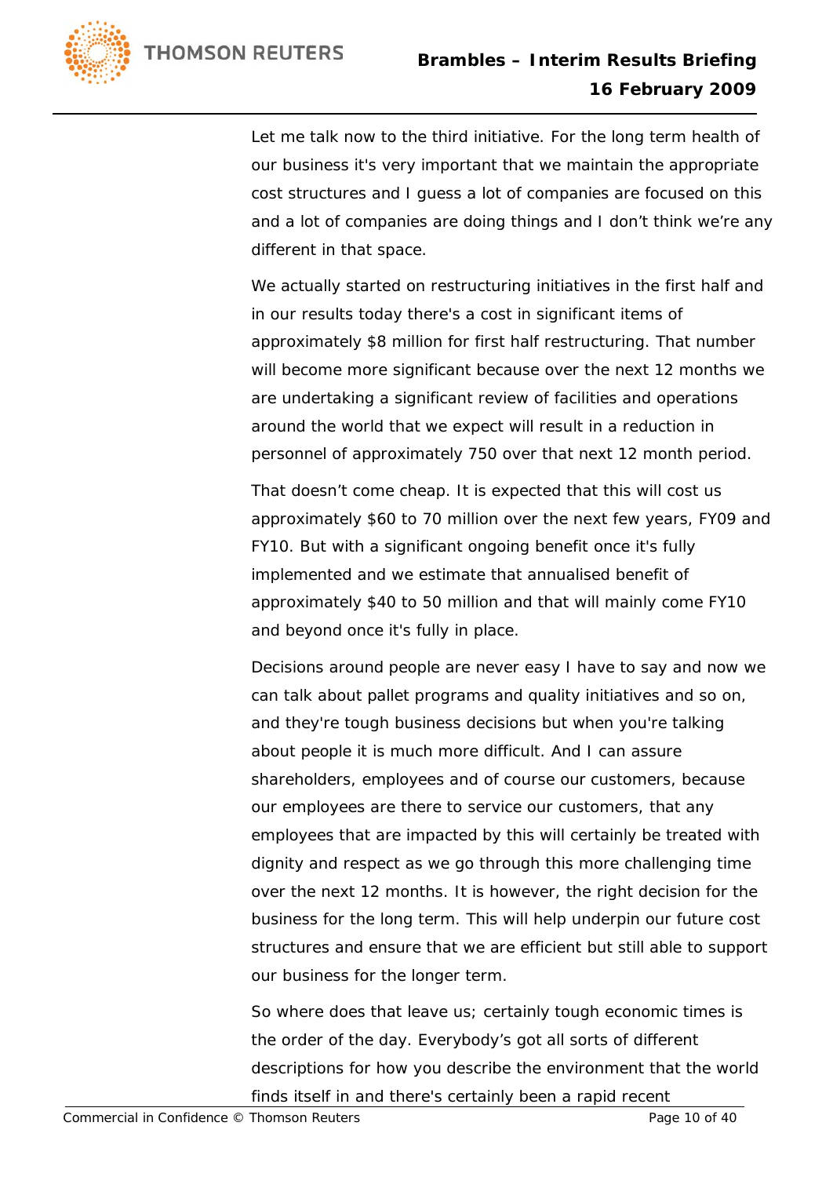Let me talk now to the third initiative. For the long term health of our business it's very important that we maintain the appropriate cost structures and I guess a lot of companies are focused on this and a lot of companies are doing things and I don't think we're any different in that space.

We actually started on restructuring initiatives in the first half and in our results today there's a cost in significant items of approximately $8 million for first half restructuring. That number will become more significant because over the next 12 months we are undertaking a significant review of facilities and operations around the world that we expect will result in a reduction in personnel of approximately 750 over that next 12 month period.

That doesn't come cheap. It is expected that this will cost us approximately $60 to 70 million over the next few years, FY09 and FY10. But with a significant ongoing benefit once it's fully implemented and we estimate that annualised benefit of approximately $40 to 50 million and that will mainly come FY10 and beyond once it's fully in place.

Decisions around people are never easy I have to say and now we can talk about pallet programs and quality initiatives and so on, and they're tough business decisions but when you're talking about people it is much more difficult. And I can assure shareholders, employees and of course our customers, because our employees are there to service our customers, that any employees that are impacted by this will certainly be treated with dignity and respect as we go through this more challenging time over the next 12 months. It is however, the right decision for the business for the long term. This will help underpin our future cost structures and ensure that we are efficient but still able to support our business for the longer term.

So where does that leave us; certainly tough economic times is the order of the day. Everybody's got all sorts of different descriptions for how you describe the environment that the world finds itself in and there's certainly been a rapid recent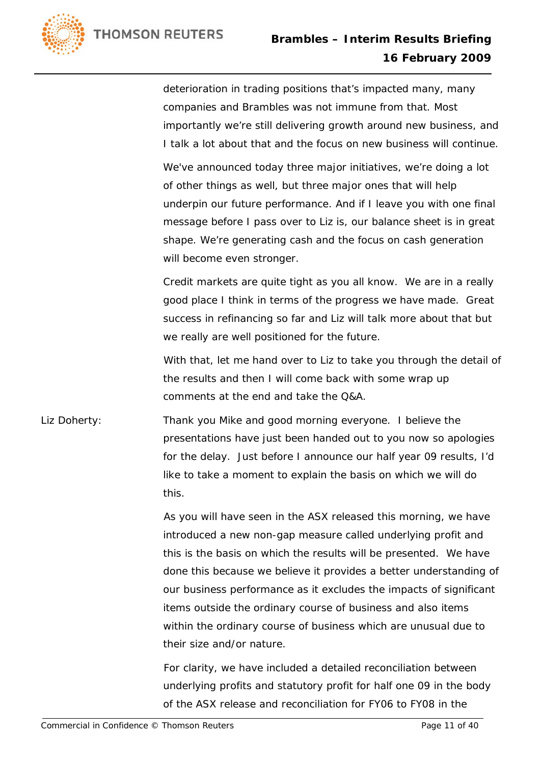deterioration in trading positions that's impacted many, many companies and Brambles was not immune from that. Most importantly we're still delivering growth around new business, and I talk a lot about that and the focus on new business will continue.

We've announced today three major initiatives, we're doing a lot of other things as well, but three major ones that will help underpin our future performance. And if I leave you with one final message before I pass over to Liz is, our balance sheet is in great shape. We're generating cash and the focus on cash generation will become even stronger.

Credit markets are quite tight as you all know. We are in a really good place I think in terms of the progress we have made. Great success in refinancing so far and Liz will talk more about that but we really are well positioned for the future.

With that, let me hand over to Liz to take you through the detail of the results and then I will come back with some wrap up comments at the end and take the Q&A.

Liz Doherty: Thank you Mike and good morning everyone. I believe the presentations have just been handed out to you now so apologies for the delay. Just before I announce our half year 09 results, I'd like to take a moment to explain the basis on which we will do this.

As you will have seen in the ASX released this morning, we have introduced a new non-gap measure called underlying profit and this is the basis on which the results will be presented. We have done this because we believe it provides a better understanding of our business performance as it excludes the impacts of significant items outside the ordinary course of business and also items within the ordinary course of business which are unusual due to their size and/or nature.

For clarity, we have included a detailed reconciliation between underlying profits and statutory profit for half one 09 in the body of the ASX release and reconciliation for FY06 to FY08 in the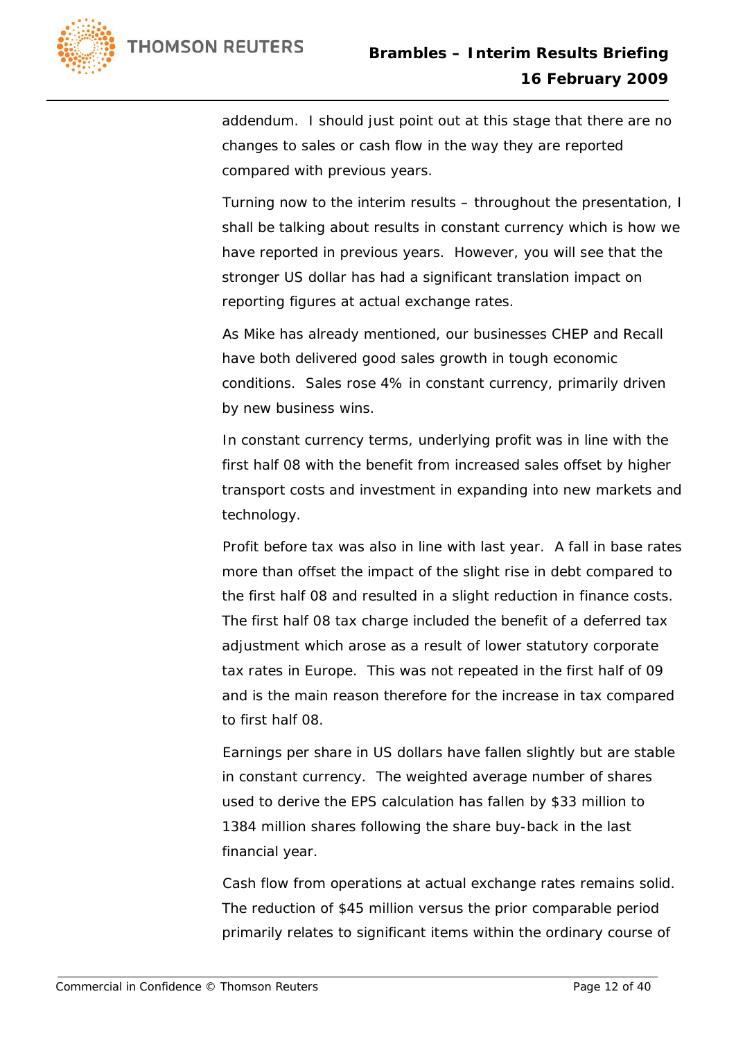addendum. I should just point out at this stage that there are no changes to sales or cash flow in the way they are reported compared with previous years.

Turning now to the interim results – throughout the presentation, I shall be talking about results in constant currency which is how we have reported in previous years. However, you will see that the stronger US dollar has had a significant translation impact on reporting figures at actual exchange rates.

As Mike has already mentioned, our businesses CHEP and Recall have both delivered good sales growth in tough economic conditions. Sales rose 4% in constant currency, primarily driven by new business wins.

In constant currency terms, underlying profit was in line with the first half 08 with the benefit from increased sales offset by higher transport costs and investment in expanding into new markets and technology.

Profit before tax was also in line with last year. A fall in base rates more than offset the impact of the slight rise in debt compared to the first half 08 and resulted in a slight reduction in finance costs. The first half 08 tax charge included the benefit of a deferred tax adjustment which arose as a result of lower statutory corporate tax rates in Europe. This was not repeated in the first half of 09 and is the main reason therefore for the increase in tax compared to first half 08.

Earnings per share in US dollars have fallen slightly but are stable in constant currency. The weighted average number of shares used to derive the EPS calculation has fallen by $33 million to 1384 million shares following the share buy-back in the last financial year.

Cash flow from operations at actual exchange rates remains solid. The reduction of $45 million versus the prior comparable period primarily relates to significant items within the ordinary course of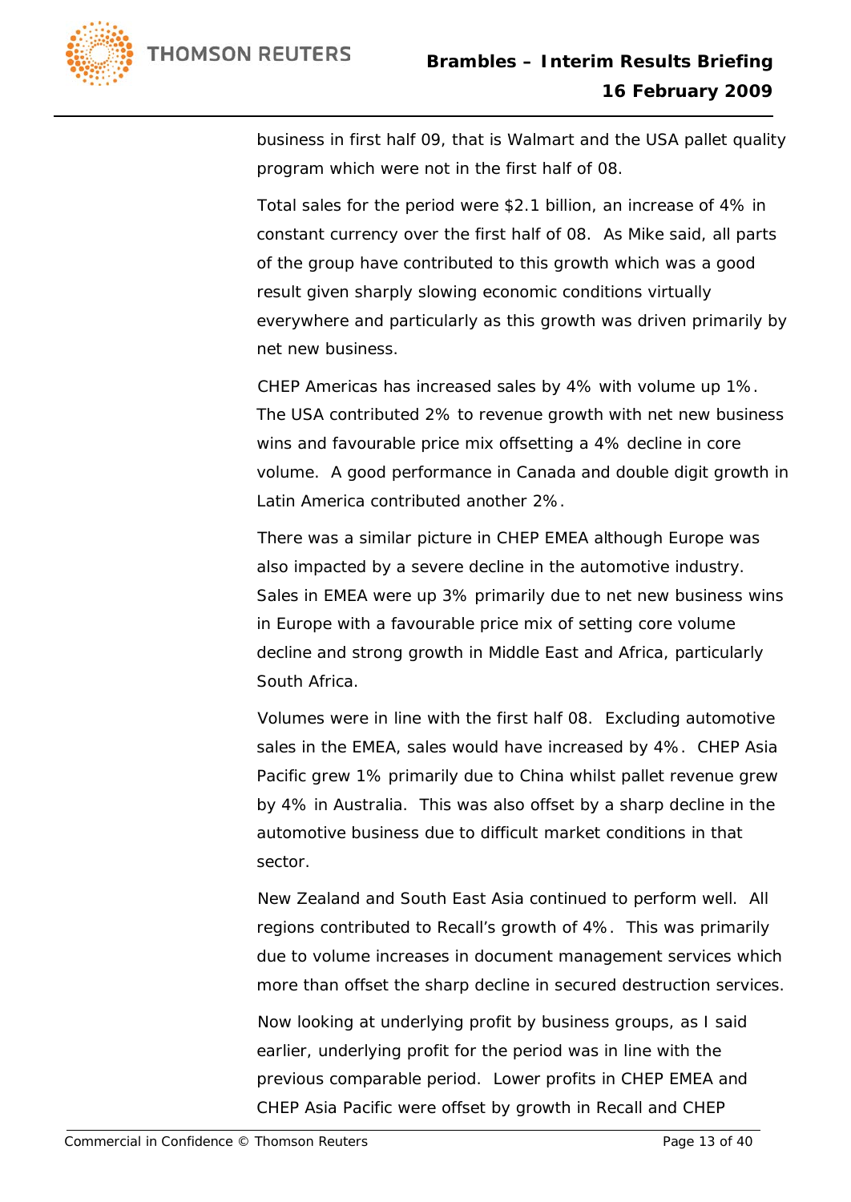business in first half 09, that is Walmart and the USA pallet quality program which were not in the first half of 08.

Total sales for the period were $2.1 billion, an increase of 4% in constant currency over the first half of 08. As Mike said, all parts of the group have contributed to this growth which was a good result given sharply slowing economic conditions virtually everywhere and particularly as this growth was driven primarily by net new business.

CHEP Americas has increased sales by 4% with volume up 1%. The USA contributed 2% to revenue growth with net new business wins and favourable price mix offsetting a 4% decline in core volume. A good performance in Canada and double digit growth in Latin America contributed another 2%.

There was a similar picture in CHEP EMEA although Europe was also impacted by a severe decline in the automotive industry. Sales in EMEA were up 3% primarily due to net new business wins in Europe with a favourable price mix of setting core volume decline and strong growth in Middle East and Africa, particularly South Africa.

Volumes were in line with the first half 08. Excluding automotive sales in the EMEA, sales would have increased by 4%. CHEP Asia Pacific grew 1% primarily due to China whilst pallet revenue grew by 4% in Australia. This was also offset by a sharp decline in the automotive business due to difficult market conditions in that sector.

New Zealand and South East Asia continued to perform well. All regions contributed to Recall's growth of 4%. This was primarily due to volume increases in document management services which more than offset the sharp decline in secured destruction services.

Now looking at underlying profit by business groups, as I said earlier, underlying profit for the period was in line with the previous comparable period. Lower profits in CHEP EMEA and CHEP Asia Pacific were offset by growth in Recall and CHEP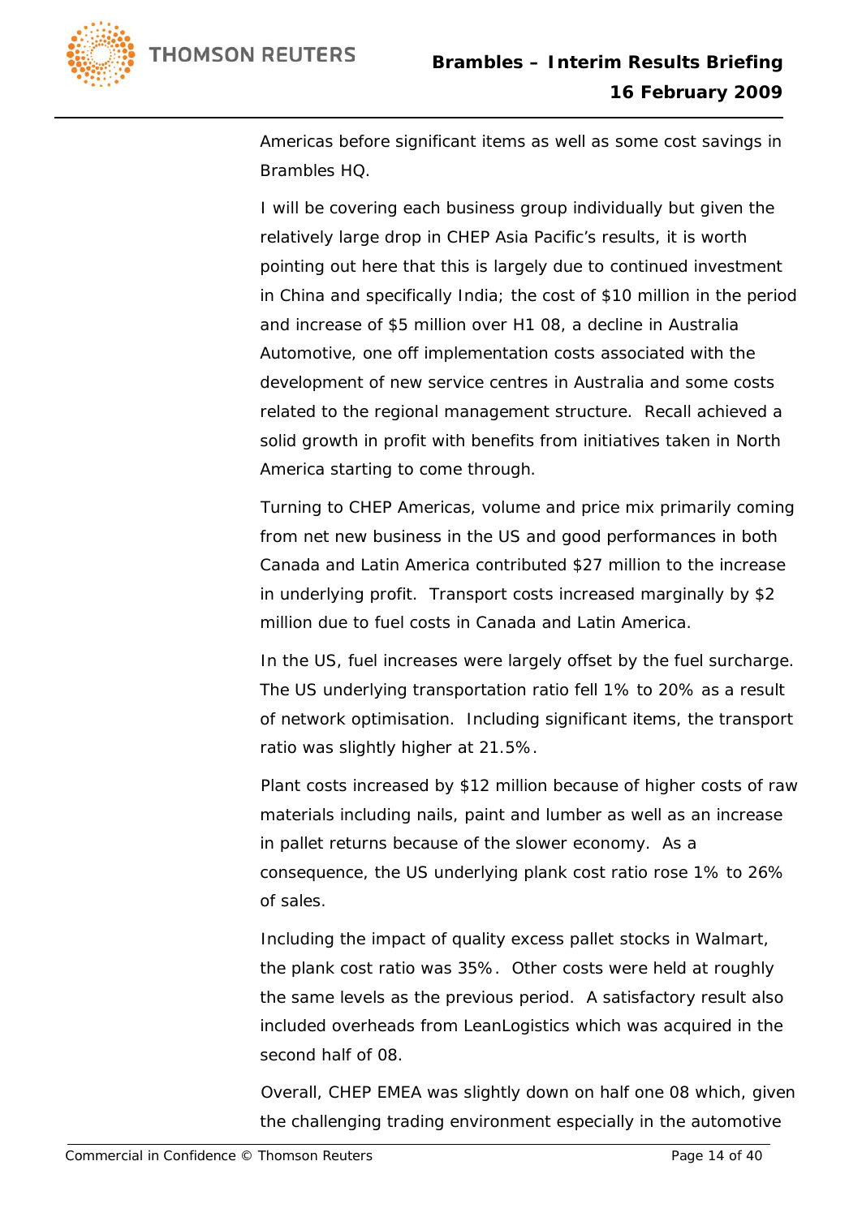Americas before significant items as well as some cost savings in Brambles HQ.

I will be covering each business group individually but given the relatively large drop in CHEP Asia Pacific's results, it is worth pointing out here that this is largely due to continued investment in China and specifically India; the cost of $10 million in the period and increase of $5 million over H1 08, a decline in Australia Automotive, one off implementation costs associated with the development of new service centres in Australia and some costs related to the regional management structure. Recall achieved a solid growth in profit with benefits from initiatives taken in North America starting to come through.

Turning to CHEP Americas, volume and price mix primarily coming from net new business in the US and good performances in both Canada and Latin America contributed $27 million to the increase in underlying profit. Transport costs increased marginally by $2 million due to fuel costs in Canada and Latin America.

In the US, fuel increases were largely offset by the fuel surcharge. The US underlying transportation ratio fell 1% to 20% as a result of network optimisation. Including significant items, the transport ratio was slightly higher at 21.5%.

Plant costs increased by $12 million because of higher costs of raw materials including nails, paint and lumber as well as an increase in pallet returns because of the slower economy. As a consequence, the US underlying plank cost ratio rose 1% to 26% of sales.

Including the impact of quality excess pallet stocks in Walmart, the plank cost ratio was 35%. Other costs were held at roughly the same levels as the previous period. A satisfactory result also included overheads from LeanLogistics which was acquired in the second half of 08.

Overall, CHEP EMEA was slightly down on half one 08 which, given the challenging trading environment especially in the automotive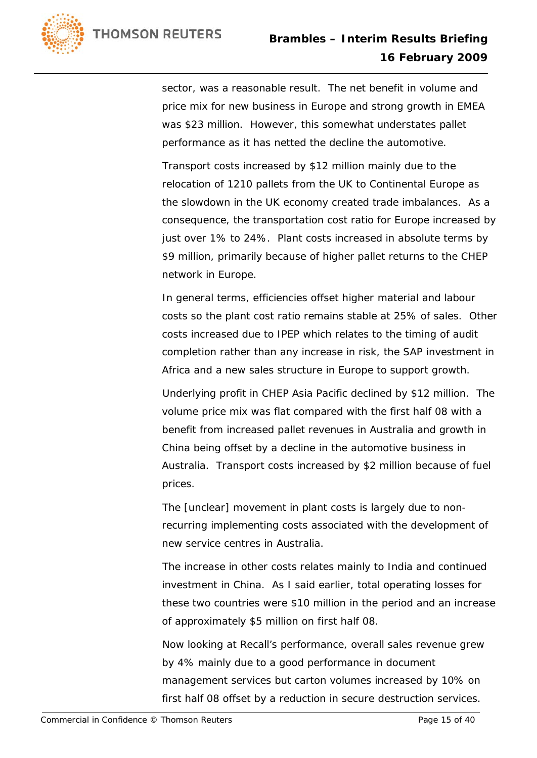sector, was a reasonable result. The net benefit in volume and price mix for new business in Europe and strong growth in EMEA was $23 million. However, this somewhat understates pallet performance as it has netted the decline the automotive.

Transport costs increased by $12 million mainly due to the relocation of 1210 pallets from the UK to Continental Europe as the slowdown in the UK economy created trade imbalances. As a consequence, the transportation cost ratio for Europe increased by just over 1% to 24%. Plant costs increased in absolute terms by $9 million, primarily because of higher pallet returns to the CHEP network in Europe.

In general terms, efficiencies offset higher material and labour costs so the plant cost ratio remains stable at 25% of sales. Other costs increased due to IPEP which relates to the timing of audit completion rather than any increase in risk, the SAP investment in Africa and a new sales structure in Europe to support growth.

Underlying profit in CHEP Asia Pacific declined by $12 million. The volume price mix was flat compared with the first half 08 with a benefit from increased pallet revenues in Australia and growth in China being offset by a decline in the automotive business in Australia. Transport costs increased by $2 million because of fuel prices.

The [unclear] movement in plant costs is largely due to non-recurring implementing costs associated with the development of new service centres in Australia.

The increase in other costs relates mainly to India and continued investment in China. As I said earlier, total operating losses for these two countries were $10 million in the period and an increase of approximately $5 million on first half 08.

Now looking at Recall's performance, overall sales revenue grew by 4% mainly due to a good performance in document management services but carton volumes increased by 10% on first half 08 offset by a reduction in secure destruction services.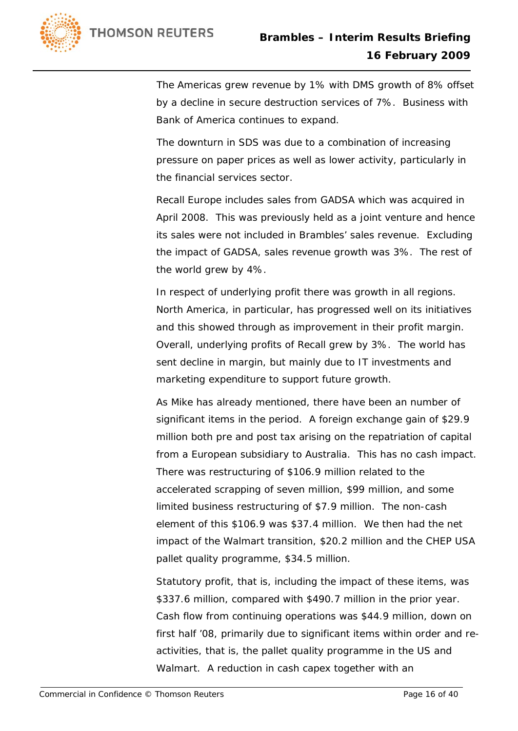The Americas grew revenue by 1% with DMS growth of 8% offset by a decline in secure destruction services of 7%. Business with Bank of America continues to expand.

The downturn in SDS was due to a combination of increasing pressure on paper prices as well as lower activity, particularly in the financial services sector.

Recall Europe includes sales from GADSA which was acquired in April 2008. This was previously held as a joint venture and hence its sales were not included in Brambles' sales revenue. Excluding the impact of GADSA, sales revenue growth was 3%. The rest of the world grew by 4%.

In respect of underlying profit there was growth in all regions. North America, in particular, has progressed well on its initiatives and this showed through as improvement in their profit margin. Overall, underlying profits of Recall grew by 3%. The world has sent decline in margin, but mainly due to IT investments and marketing expenditure to support future growth.

As Mike has already mentioned, there have been an number of significant items in the period. A foreign exchange gain of $29.9 million both pre and post tax arising on the repatriation of capital from a European subsidiary to Australia. This has no cash impact. There was restructuring of $106.9 million related to the accelerated scrapping of seven million, $99 million, and some limited business restructuring of $7.9 million. The non-cash element of this $106.9 was $37.4 million. We then had the net impact of the Walmart transition, $20.2 million and the CHEP USA pallet quality programme, $34.5 million.

Statutory profit, that is, including the impact of these items, was $337.6 million, compared with $490.7 million in the prior year. Cash flow from continuing operations was $44.9 million, down on first half '08, primarily due to significant items within order and re-activities, that is, the pallet quality programme in the US and Walmart. A reduction in cash capex together with an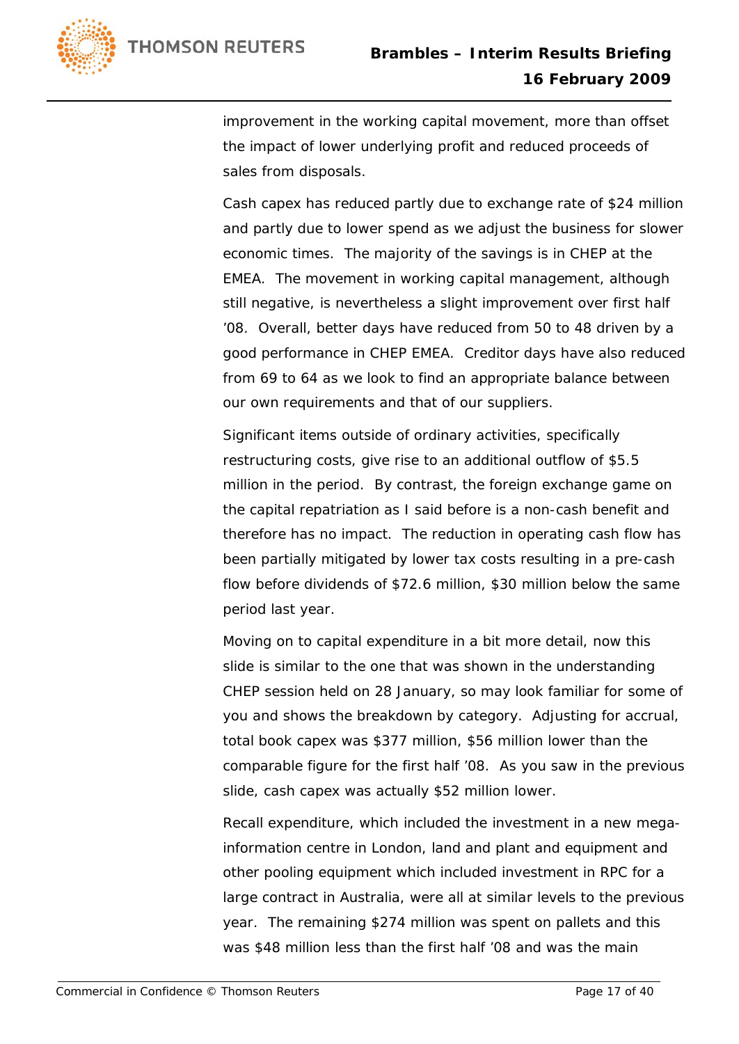improvement in the working capital movement, more than offset the impact of lower underlying profit and reduced proceeds of sales from disposals.

Cash capex has reduced partly due to exchange rate of $24 million and partly due to lower spend as we adjust the business for slower economic times. The majority of the savings is in CHEP at the EMEA. The movement in working capital management, although still negative, is nevertheless a slight improvement over first half '08. Overall, better days have reduced from 50 to 48 driven by a good performance in CHEP EMEA. Creditor days have also reduced from 69 to 64 as we look to find an appropriate balance between our own requirements and that of our suppliers.

Significant items outside of ordinary activities, specifically restructuring costs, give rise to an additional outflow of $5.5 million in the period. By contrast, the foreign exchange game on the capital repatriation as I said before is a non-cash benefit and therefore has no impact. The reduction in operating cash flow has been partially mitigated by lower tax costs resulting in a pre-cash flow before dividends of $72.6 million, $30 million below the same period last year.

Moving on to capital expenditure in a bit more detail, now this slide is similar to the one that was shown in the understanding CHEP session held on 28 January, so may look familiar for some of you and shows the breakdown by category. Adjusting for accrual, total book capex was $377 million, $56 million lower than the comparable figure for the first half '08. As you saw in the previous slide, cash capex was actually $52 million lower.

Recall expenditure, which included the investment in a new mega-information centre in London, land and plant and equipment and other pooling equipment which included investment in RPC for a large contract in Australia, were all at similar levels to the previous year. The remaining $274 million was spent on pallets and this was $48 million less than the first half '08 and was the main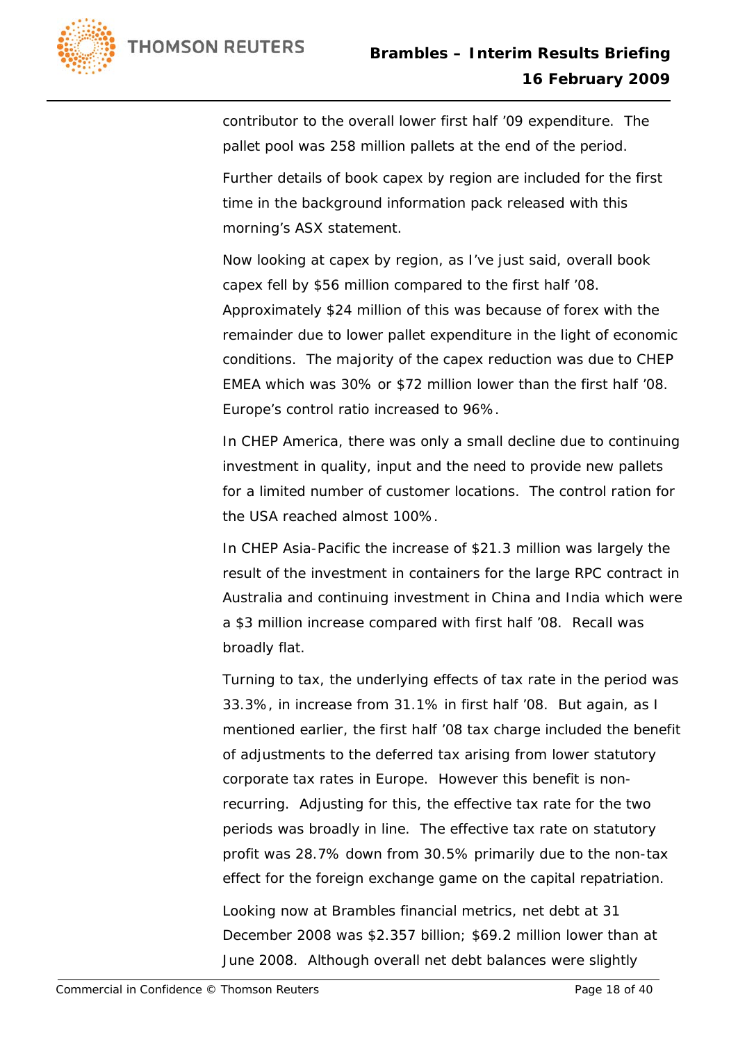contributor to the overall lower first half '09 expenditure. The pallet pool was 258 million pallets at the end of the period.

Further details of book capex by region are included for the first time in the background information pack released with this morning's ASX statement.

Now looking at capex by region, as I've just said, overall book capex fell by $56 million compared to the first half '08. Approximately $24 million of this was because of forex with the remainder due to lower pallet expenditure in the light of economic conditions. The majority of the capex reduction was due to CHEP EMEA which was 30% or $72 million lower than the first half '08. Europe's control ratio increased to 96%.

In CHEP America, there was only a small decline due to continuing investment in quality, input and the need to provide new pallets for a limited number of customer locations. The control ration for the USA reached almost 100%.

In CHEP Asia-Pacific the increase of $21.3 million was largely the result of the investment in containers for the large RPC contract in Australia and continuing investment in China and India which were a $3 million increase compared with first half '08. Recall was broadly flat.

Turning to tax, the underlying effects of tax rate in the period was 33.3%, in increase from 31.1% in first half '08. But again, as I mentioned earlier, the first half '08 tax charge included the benefit of adjustments to the deferred tax arising from lower statutory corporate tax rates in Europe. However this benefit is non-recurring. Adjusting for this, the effective tax rate for the two periods was broadly in line. The effective tax rate on statutory profit was 28.7% down from 30.5% primarily due to the non-tax effect for the foreign exchange game on the capital repatriation.

Looking now at Brambles financial metrics, net debt at 31 December 2008 was $2.357 billion; $69.2 million lower than at June 2008. Although overall net debt balances were slightly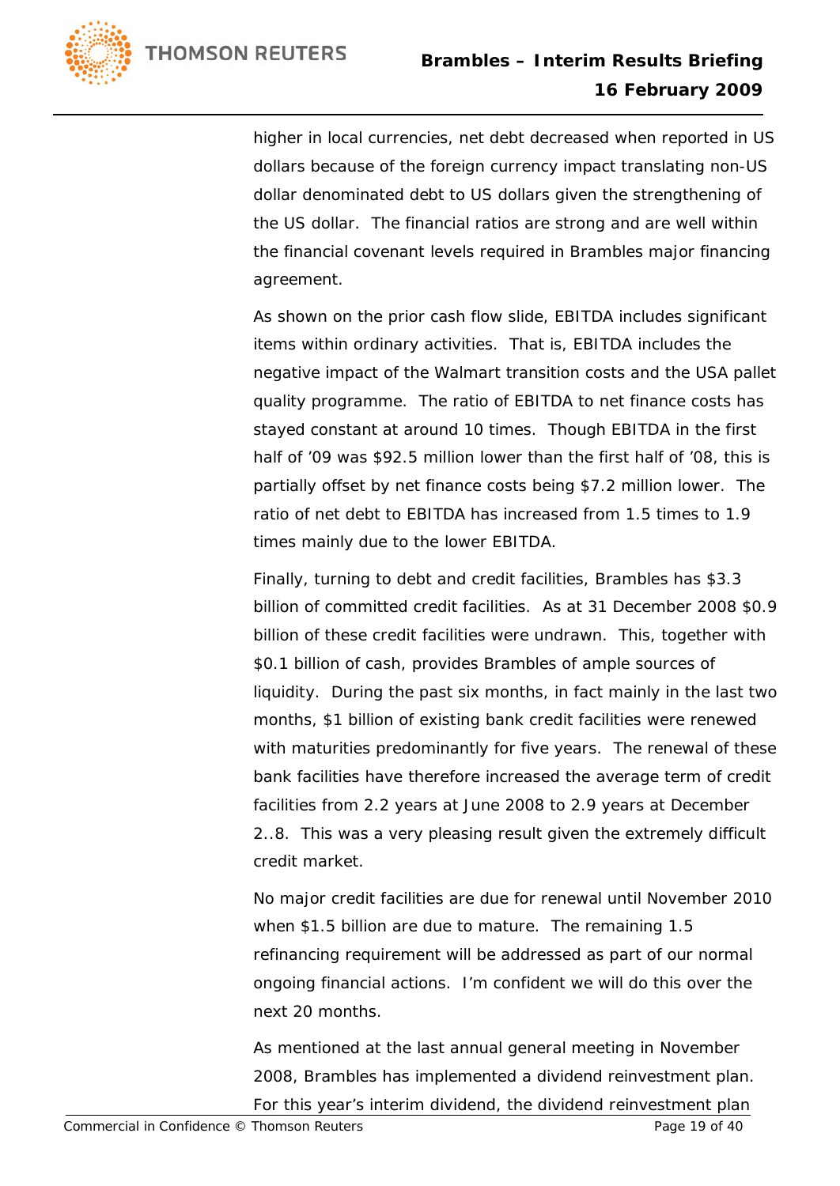higher in local currencies, net debt decreased when reported in US dollars because of the foreign currency impact translating non-US dollar denominated debt to US dollars given the strengthening of the US dollar. The financial ratios are strong and are well within the financial covenant levels required in Brambles major financing agreement.

As shown on the prior cash flow slide, EBITDA includes significant items within ordinary activities. That is, EBITDA includes the negative impact of the Walmart transition costs and the USA pallet quality programme. The ratio of EBITDA to net finance costs has stayed constant at around 10 times. Though EBITDA in the first half of '09 was $92.5 million lower than the first half of '08, this is partially offset by net finance costs being $7.2 million lower. The ratio of net debt to EBITDA has increased from 1.5 times to 1.9 times mainly due to the lower EBITDA.

Finally, turning to debt and credit facilities, Brambles has $3.3 billion of committed credit facilities. As at 31 December 2008 $0.9 billion of these credit facilities were undrawn. This, together with $0.1 billion of cash, provides Brambles of ample sources of liquidity. During the past six months, in fact mainly in the last two months, $1 billion of existing bank credit facilities were renewed with maturities predominantly for five years. The renewal of these bank facilities have therefore increased the average term of credit facilities from 2.2 years at June 2008 to 2.9 years at December 2..8. This was a very pleasing result given the extremely difficult credit market.

No major credit facilities are due for renewal until November 2010 when $1.5 billion are due to mature. The remaining 1.5 refinancing requirement will be addressed as part of our normal ongoing financial actions. I'm confident we will do this over the next 20 months.

As mentioned at the last annual general meeting in November 2008, Brambles has implemented a dividend reinvestment plan. For this year's interim dividend, the dividend reinvestment plan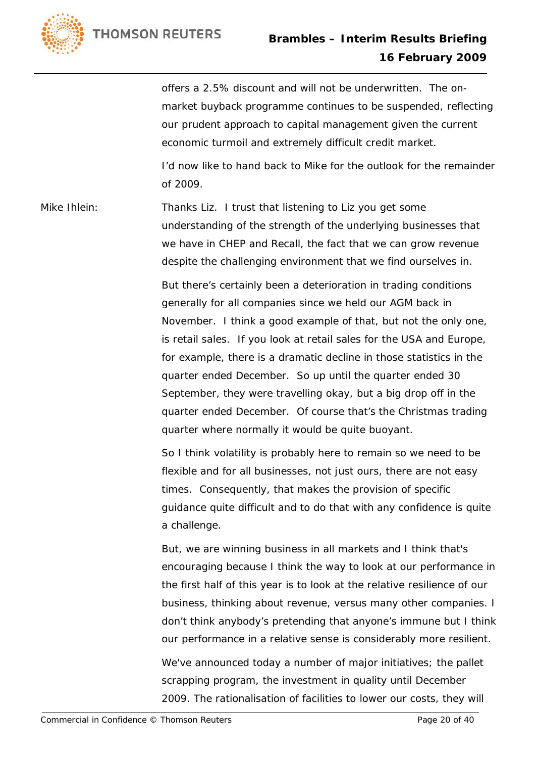offers a 2.5% discount and will not be underwritten. The on-market buyback programme continues to be suspended, reflecting our prudent approach to capital management given the current economic turmoil and extremely difficult credit market.

I'd now like to hand back to Mike for the outlook for the remainder of 2009.

Mike Ihlein: Thanks Liz. I trust that listening to Liz you get some understanding of the strength of the underlying businesses that we have in CHEP and Recall, the fact that we can grow revenue despite the challenging environment that we find ourselves in.

But there's certainly been a deterioration in trading conditions generally for all companies since we held our AGM back in November. I think a good example of that, but not the only one, is retail sales. If you look at retail sales for the USA and Europe, for example, there is a dramatic decline in those statistics in the quarter ended December. So up until the quarter ended 30 September, they were travelling okay, but a big drop off in the quarter ended December. Of course that's the Christmas trading quarter where normally it would be quite buoyant.

So I think volatility is probably here to remain so we need to be flexible and for all businesses, not just ours, there are not easy times. Consequently, that makes the provision of specific guidance quite difficult and to do that with any confidence is quite a challenge.

But, we are winning business in all markets and I think that's encouraging because I think the way to look at our performance in the first half of this year is to look at the relative resilience of our business, thinking about revenue, versus many other companies. I don't think anybody's pretending that anyone's immune but I think our performance in a relative sense is considerably more resilient.

We've announced today a number of major initiatives; the pallet scrapping program, the investment in quality until December 2009. The rationalisation of facilities to lower our costs, they will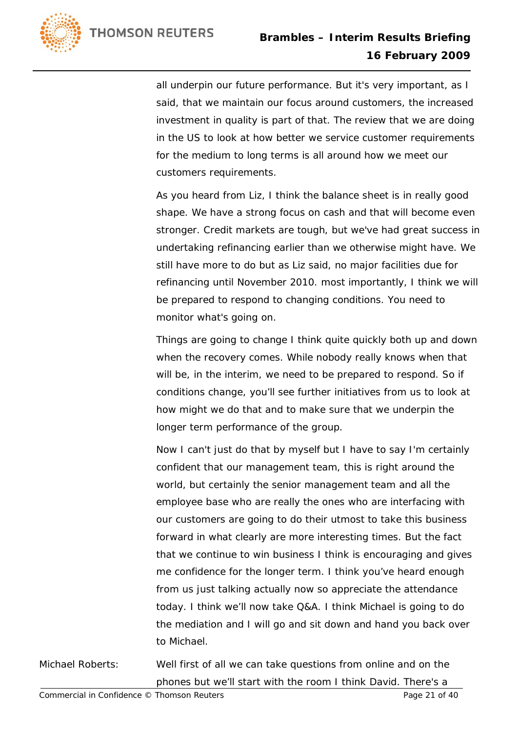all underpin our future performance. But it's very important, as I said, that we maintain our focus around customers, the increased investment in quality is part of that. The review that we are doing in the US to look at how better we service customer requirements for the medium to long terms is all around how we meet our customers requirements.

As you heard from Liz, I think the balance sheet is in really good shape. We have a strong focus on cash and that will become even stronger. Credit markets are tough, but we've had great success in undertaking refinancing earlier than we otherwise might have. We still have more to do but as Liz said, no major facilities due for refinancing until November 2010. most importantly, I think we will be prepared to respond to changing conditions. You need to monitor what's going on.

Things are going to change I think quite quickly both up and down when the recovery comes. While nobody really knows when that will be, in the interim, we need to be prepared to respond. So if conditions change, you'll see further initiatives from us to look at how might we do that and to make sure that we underpin the longer term performance of the group.

Now I can't just do that by myself but I have to say I'm certainly confident that our management team, this is right around the world, but certainly the senior management team and all the employee base who are really the ones who are interfacing with our customers are going to do their utmost to take this business forward in what clearly are more interesting times. But the fact that we continue to win business I think is encouraging and gives me confidence for the longer term. I think you've heard enough from us just talking actually now so appreciate the attendance today. I think we'll now take Q&A. I think Michael is going to do the mediation and I will go and sit down and hand you back over to Michael.

Michael Roberts: Well first of all we can take questions from online and on the phones but we'll start with the room I think David. There's a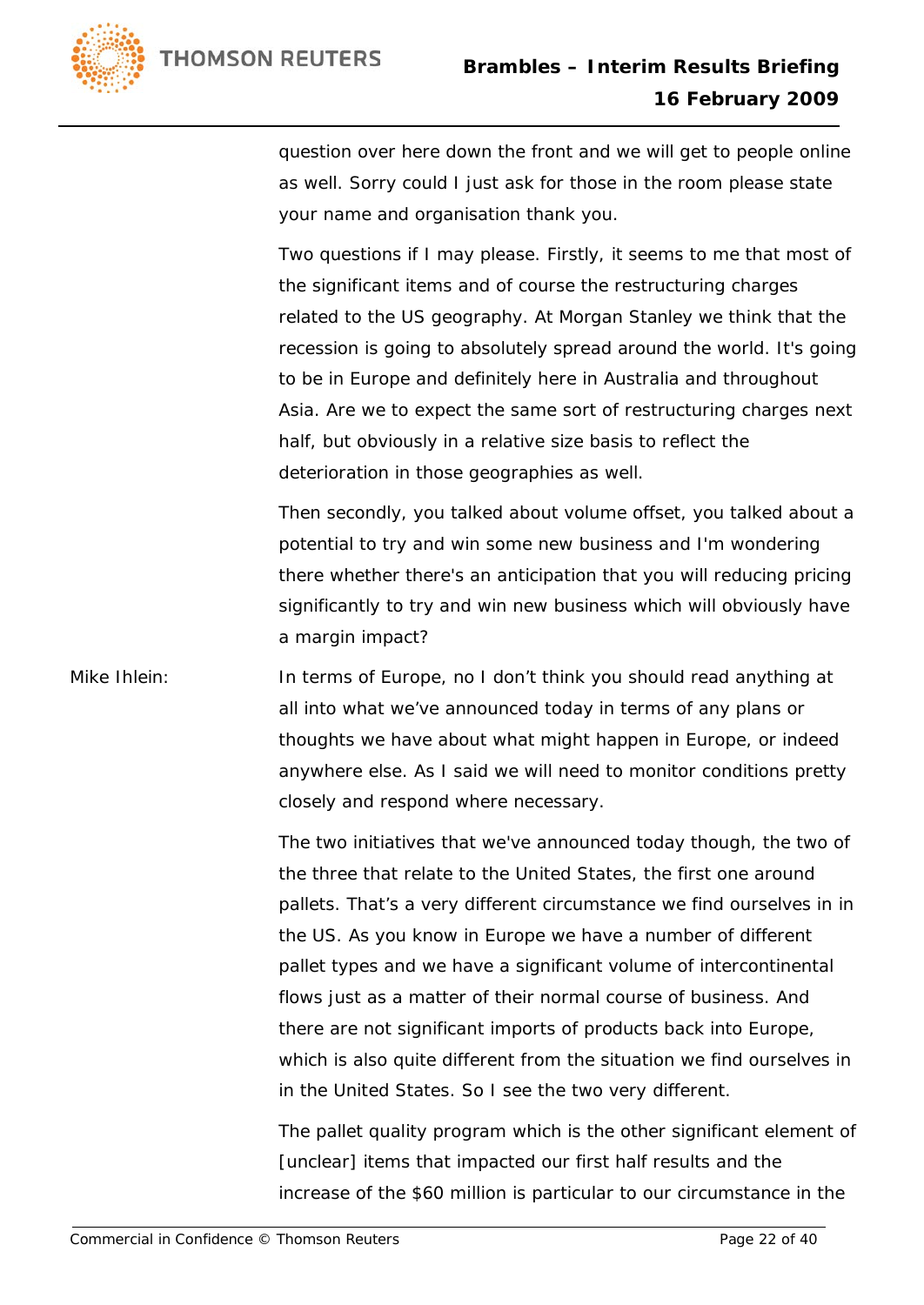question over here down the front and we will get to people online as well. Sorry could I just ask for those in the room please state your name and organisation thank you.

Two questions if I may please. Firstly, it seems to me that most of the significant items and of course the restructuring charges related to the US geography. At Morgan Stanley we think that the recession is going to absolutely spread around the world. It's going to be in Europe and definitely here in Australia and throughout Asia. Are we to expect the same sort of restructuring charges next half, but obviously in a relative size basis to reflect the deterioration in those geographies as well.

Then secondly, you talked about volume offset, you talked about a potential to try and win some new business and I'm wondering there whether there's an anticipation that you will reducing pricing significantly to try and win new business which will obviously have a margin impact?

Mike Ihlein: In terms of Europe, no I don't think you should read anything at all into what we've announced today in terms of any plans or thoughts we have about what might happen in Europe, or indeed anywhere else. As I said we will need to monitor conditions pretty closely and respond where necessary.

The two initiatives that we've announced today though, the two of the three that relate to the United States, the first one around pallets. That's a very different circumstance we find ourselves in in the US. As you know in Europe we have a number of different pallet types and we have a significant volume of intercontinental flows just as a matter of their normal course of business. And there are not significant imports of products back into Europe, which is also quite different from the situation we find ourselves in in the United States. So I see the two very different.

The pallet quality program which is the other significant element of [unclear] items that impacted our first half results and the increase of the $60 million is particular to our circumstance in the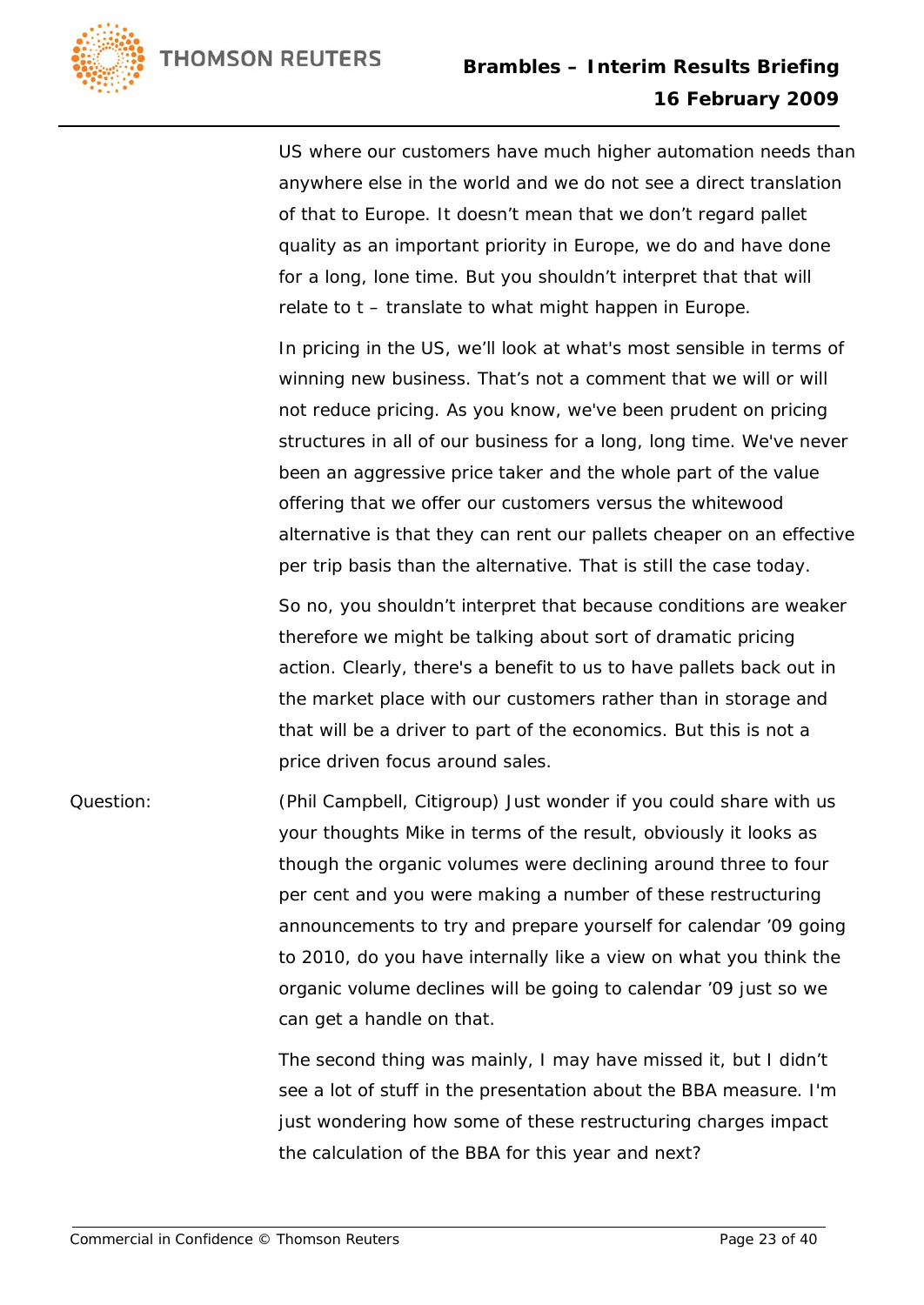US where our customers have much higher automation needs than anywhere else in the world and we do not see a direct translation of that to Europe. It doesn't mean that we don't regard pallet quality as an important priority in Europe, we do and have done for a long, lone time. But you shouldn't interpret that that will relate to t – translate to what might happen in Europe.

In pricing in the US, we'll look at what's most sensible in terms of winning new business. That's not a comment that we will or will not reduce pricing. As you know, we've been prudent on pricing structures in all of our business for a long, long time. We've never been an aggressive price taker and the whole part of the value offering that we offer our customers versus the whitewood alternative is that they can rent our pallets cheaper on an effective per trip basis than the alternative. That is still the case today.

So no, you shouldn't interpret that because conditions are weaker therefore we might be talking about sort of dramatic pricing action. Clearly, there's a benefit to us to have pallets back out in the market place with our customers rather than in storage and that will be a driver to part of the economics. But this is not a price driven focus around sales.

Question: (Phil Campbell, Citigroup) Just wonder if you could share with us your thoughts Mike in terms of the result, obviously it looks as though the organic volumes were declining around three to four per cent and you were making a number of these restructuring announcements to try and prepare yourself for calendar '09 going to 2010, do you have internally like a view on what you think the organic volume declines will be going to calendar '09 just so we can get a handle on that.

The second thing was mainly, I may have missed it, but I didn't see a lot of stuff in the presentation about the BBA measure. I'm just wondering how some of these restructuring charges impact the calculation of the BBA for this year and next?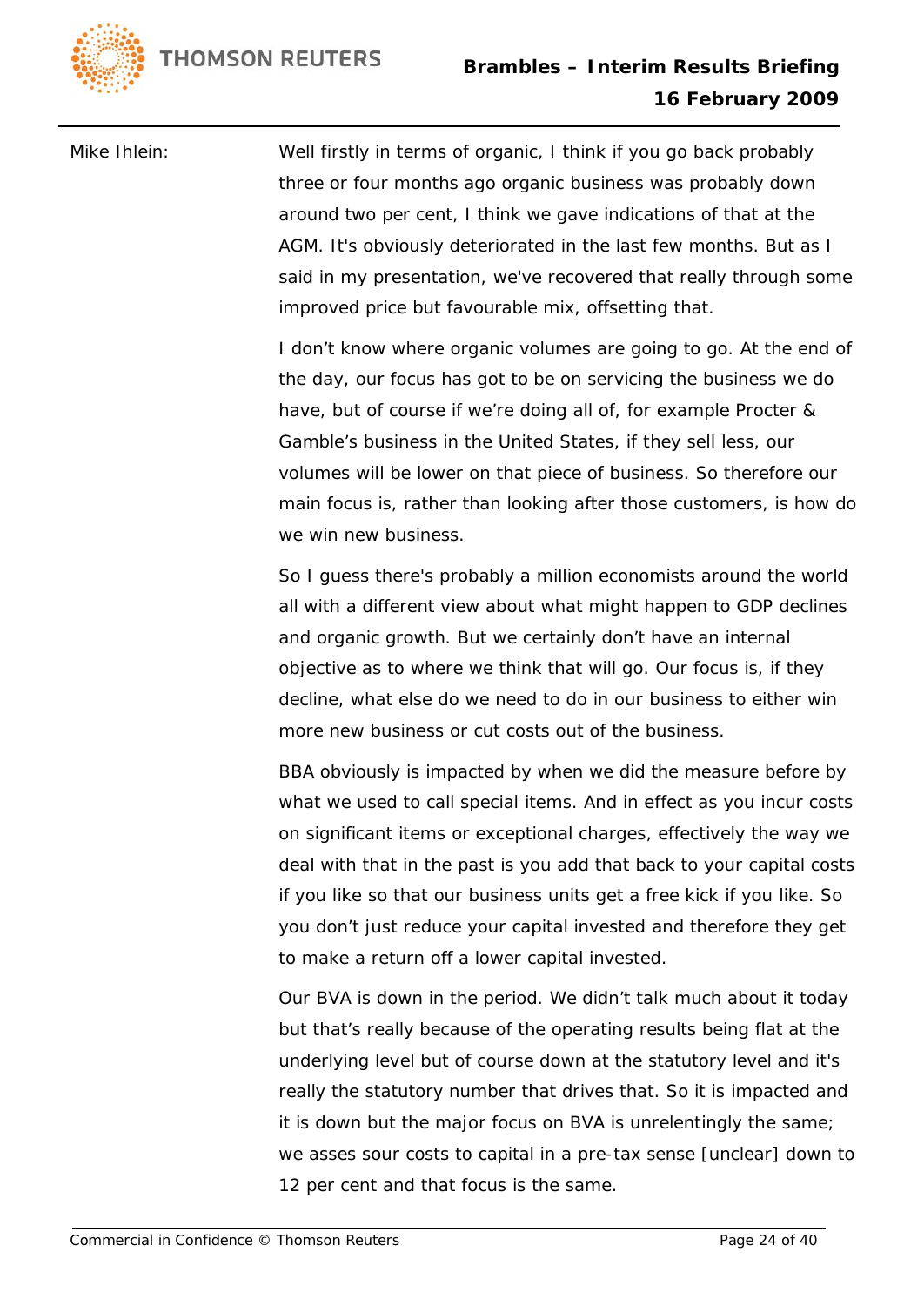Mike Ihlein: Well firstly in terms of organic, I think if you go back probably three or four months ago organic business was probably down around two per cent, I think we gave indications of that at the AGM. It's obviously deteriorated in the last few months. But as I said in my presentation, we've recovered that really through some improved price but favourable mix, offsetting that.

I don't know where organic volumes are going to go. At the end of the day, our focus has got to be on servicing the business we do have, but of course if we're doing all of, for example Procter & Gamble's business in the United States, if they sell less, our volumes will be lower on that piece of business. So therefore our main focus is, rather than looking after those customers, is how do we win new business.

So I guess there's probably a million economists around the world all with a different view about what might happen to GDP declines and organic growth. But we certainly don't have an internal objective as to where we think that will go. Our focus is, if they decline, what else do we need to do in our business to either win more new business or cut costs out of the business.

BBA obviously is impacted by when we did the measure before by what we used to call special items. And in effect as you incur costs on significant items or exceptional charges, effectively the way we deal with that in the past is you add that back to your capital costs if you like so that our business units get a free kick if you like. So you don't just reduce your capital invested and therefore they get to make a return off a lower capital invested.

Our BVA is down in the period. We didn't talk much about it today but that's really because of the operating results being flat at the underlying level but of course down at the statutory level and it's really the statutory number that drives that. So it is impacted and it is down but the major focus on BVA is unrelentingly the same; we asses sour costs to capital in a pre-tax sense [unclear] down to 12 per cent and that focus is the same.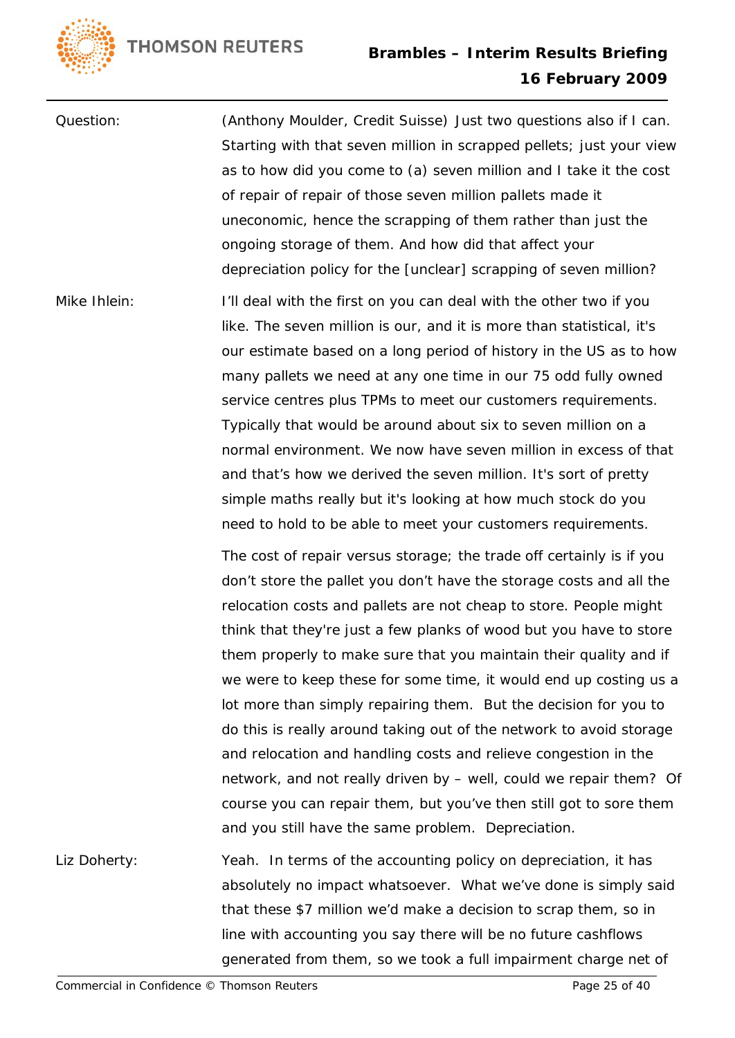Question: (Anthony Moulder, Credit Suisse) Just two questions also if I can. Starting with that seven million in scrapped pellets; just your view as to how did you come to (a) seven million and I take it the cost of repair of repair of those seven million pallets made it uneconomic, hence the scrapping of them rather than just the ongoing storage of them. And how did that affect your depreciation policy for the [unclear] scrapping of seven million?

Mike Ihlein: I'll deal with the first on you can deal with the other two if you like. The seven million is our, and it is more than statistical, it's our estimate based on a long period of history in the US as to how many pallets we need at any one time in our 75 odd fully owned service centres plus TPMs to meet our customers requirements. Typically that would be around about six to seven million on a normal environment. We now have seven million in excess of that and that's how we derived the seven million. It's sort of pretty simple maths really but it's looking at how much stock do you need to hold to be able to meet your customers requirements.

The cost of repair versus storage; the trade off certainly is if you don't store the pallet you don't have the storage costs and all the relocation costs and pallets are not cheap to store. People might think that they're just a few planks of wood but you have to store them properly to make sure that you maintain their quality and if we were to keep these for some time, it would end up costing us a lot more than simply repairing them. But the decision for you to do this is really around taking out of the network to avoid storage and relocation and handling costs and relieve congestion in the network, and not really driven by – well, could we repair them? Of course you can repair them, but you've then still got to sore them and you still have the same problem. Depreciation.

Liz Doherty: Yeah. In terms of the accounting policy on depreciation, it has absolutely no impact whatsoever. What we've done is simply said that these $7 million we'd make a decision to scrap them, so in line with accounting you say there will be no future cashflows generated from them, so we took a full impairment charge net of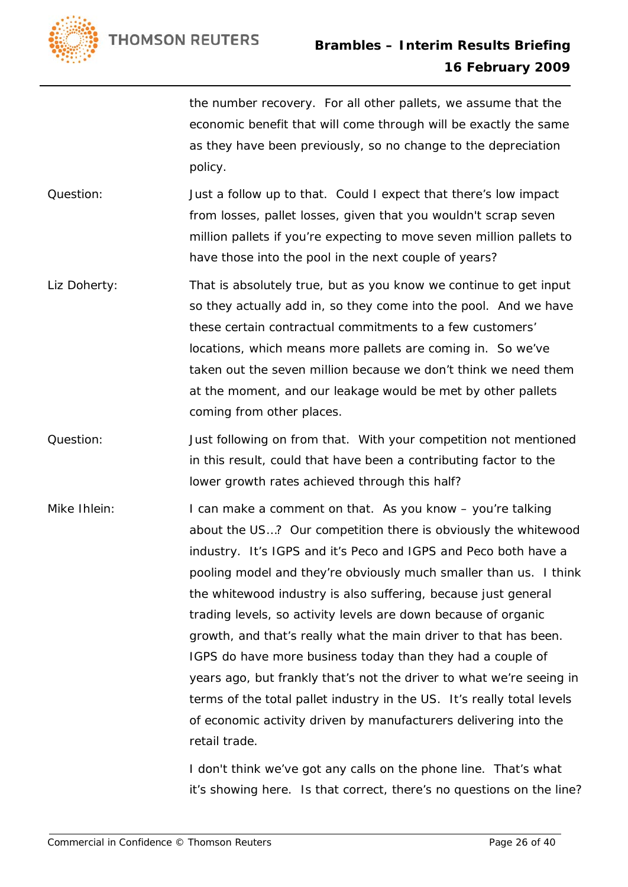the number recovery. For all other pallets, we assume that the economic benefit that will come through will be exactly the same as they have been previously, so no change to the depreciation policy.

**Question:** Just a follow up to that. Could I expect that there's low impact from losses, pallet losses, given that you wouldn't scrap seven million pallets if you're expecting to move seven million pallets to have those into the pool in the next couple of years?

**Liz Doherty:** That is absolutely true, but as you know we continue to get input so they actually add in, so they come into the pool. And we have these certain contractual commitments to a few customers' locations, which means more pallets are coming in. So we've taken out the seven million because we don't think we need them at the moment, and our leakage would be met by other pallets coming from other places.

**Question:** Just following on from that. With your competition not mentioned in this result, could that have been a contributing factor to the lower growth rates achieved through this half?

**Mike Ihlein:** I can make a comment on that. As you know – you're talking about the US…? Our competition there is obviously the whitewood industry. It's IGPS and it's Peco and IGPS and Peco both have a pooling model and they're obviously much smaller than us. I think the whitewood industry is also suffering, because just general trading levels, so activity levels are down because of organic growth, and that's really what the main driver to that has been. IGPS do have more business today than they had a couple of years ago, but frankly that's not the driver to what we're seeing in terms of the total pallet industry in the US. It's really total levels of economic activity driven by manufacturers delivering into the retail trade.

I don't think we've got any calls on the phone line. That's what it's showing here. Is that correct, there's no questions on the line?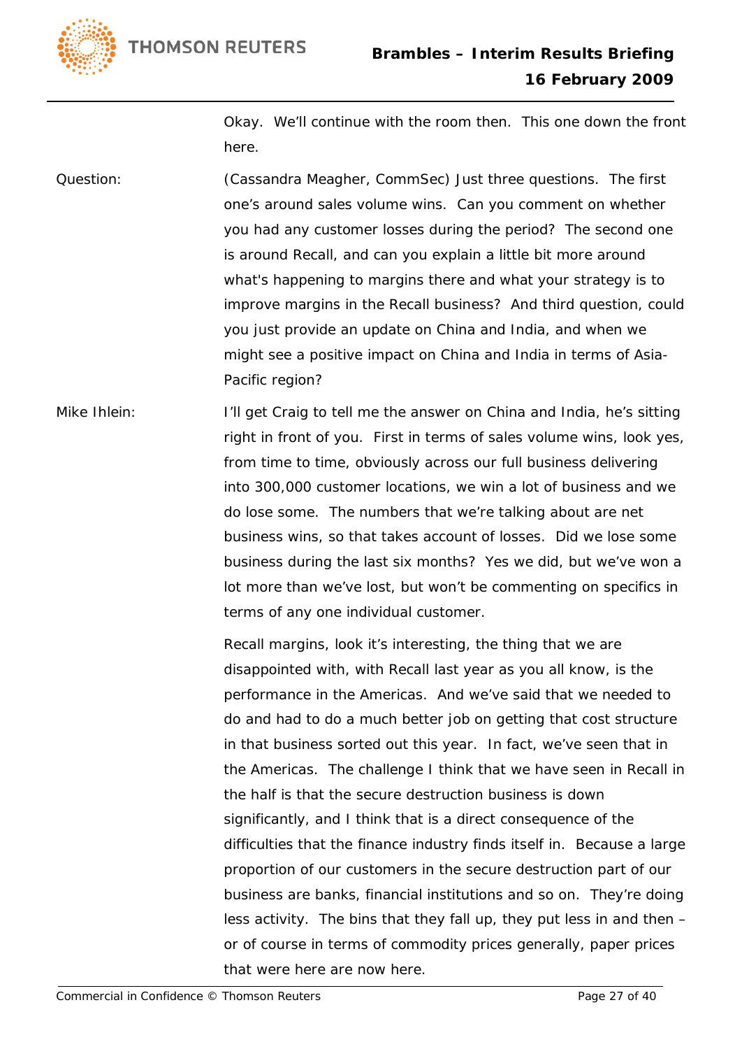Okay. We'll continue with the room then. This one down the front here.

Question: (Cassandra Meagher, CommSec) Just three questions. The first one's around sales volume wins. Can you comment on whether you had any customer losses during the period? The second one is around Recall, and can you explain a little bit more around what's happening to margins there and what your strategy is to improve margins in the Recall business? And third question, could you just provide an update on China and India, and when we might see a positive impact on China and India in terms of Asia-Pacific region?

Mike Ihlein: I'll get Craig to tell me the answer on China and India, he's sitting right in front of you. First in terms of sales volume wins, look yes, from time to time, obviously across our full business delivering into 300,000 customer locations, we win a lot of business and we do lose some. The numbers that we're talking about are net business wins, so that takes account of losses. Did we lose some business during the last six months? Yes we did, but we've won a lot more than we've lost, but won't be commenting on specifics in terms of any one individual customer.

Recall margins, look it's interesting, the thing that we are disappointed with, with Recall last year as you all know, is the performance in the Americas. And we've said that we needed to do and had to do a much better job on getting that cost structure in that business sorted out this year. In fact, we've seen that in the Americas. The challenge I think that we have seen in Recall in the half is that the secure destruction business is down significantly, and I think that is a direct consequence of the difficulties that the finance industry finds itself in. Because a large proportion of our customers in the secure destruction part of our business are banks, financial institutions and so on. They're doing less activity. The bins that they fall up, they put less in and then – or of course in terms of commodity prices generally, paper prices that were here are now here.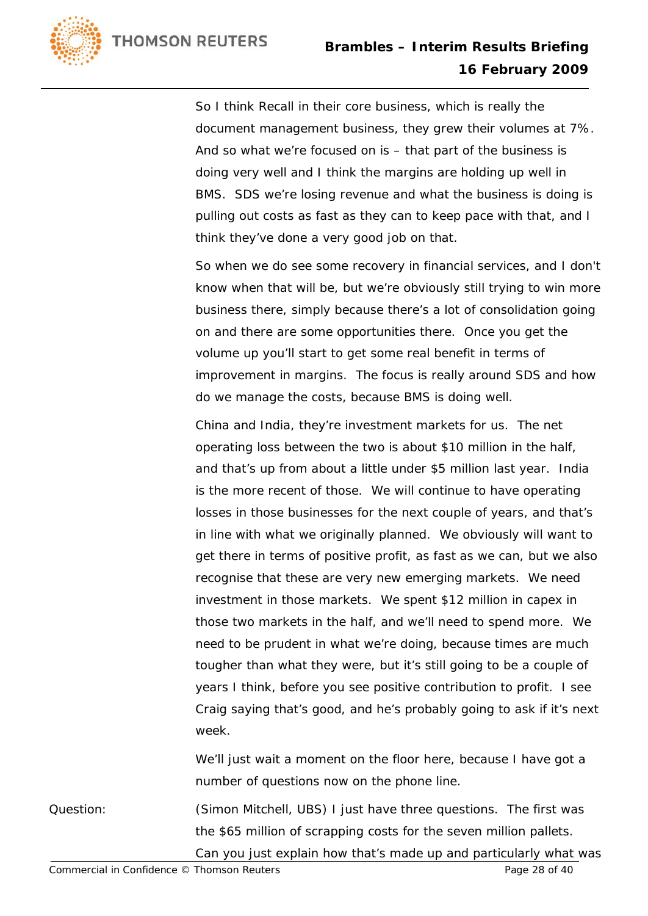So I think Recall in their core business, which is really the document management business, they grew their volumes at 7%. And so what we're focused on is – that part of the business is doing very well and I think the margins are holding up well in BMS. SDS we're losing revenue and what the business is doing is pulling out costs as fast as they can to keep pace with that, and I think they've done a very good job on that.

So when we do see some recovery in financial services, and I don't know when that will be, but we're obviously still trying to win more business there, simply because there's a lot of consolidation going on and there are some opportunities there. Once you get the volume up you'll start to get some real benefit in terms of improvement in margins. The focus is really around SDS and how do we manage the costs, because BMS is doing well.

China and India, they're investment markets for us. The net operating loss between the two is about $10 million in the half, and that's up from about a little under $5 million last year. India is the more recent of those. We will continue to have operating losses in those businesses for the next couple of years, and that's in line with what we originally planned. We obviously will want to get there in terms of positive profit, as fast as we can, but we also recognise that these are very new emerging markets. We need investment in those markets. We spent $12 million in capex in those two markets in the half, and we'll need to spend more. We need to be prudent in what we're doing, because times are much tougher than what they were, but it's still going to be a couple of years I think, before you see positive contribution to profit. I see Craig saying that's good, and he's probably going to ask if it's next week.

We'll just wait a moment on the floor here, because I have got a number of questions now on the phone line.

Question: (Simon Mitchell, UBS) I just have three questions. The first was the $65 million of scrapping costs for the seven million pallets. Can you just explain how that's made up and particularly what was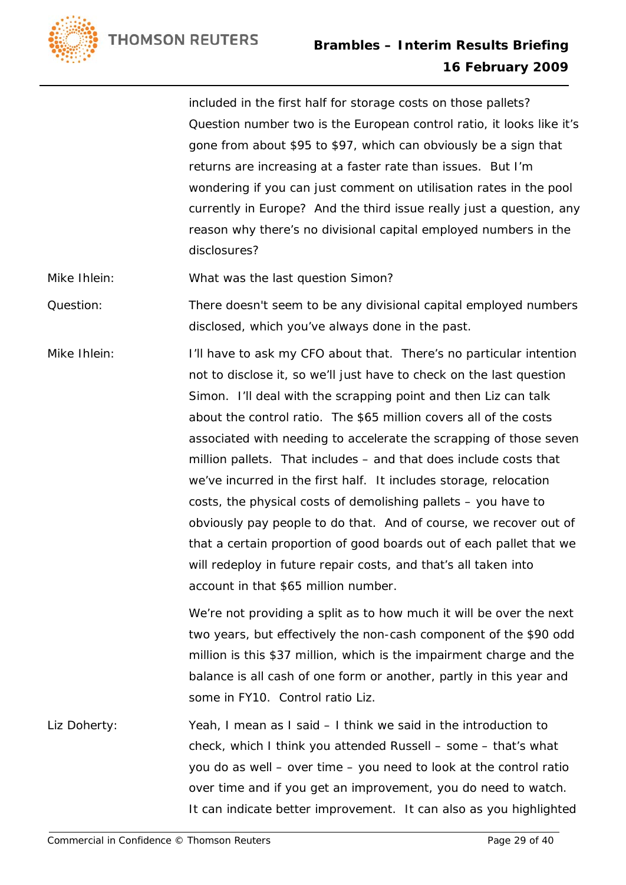included in the first half for storage costs on those pallets? Question number two is the European control ratio, it looks like it's gone from about $95 to $97, which can obviously be a sign that returns are increasing at a faster rate than issues. But I'm wondering if you can just comment on utilisation rates in the pool currently in Europe? And the third issue really just a question, any reason why there's no divisional capital employed numbers in the disclosures?

Mike Ihlein: What was the last question Simon?

Question: There doesn't seem to be any divisional capital employed numbers disclosed, which you've always done in the past.

Mike Ihlein: I'll have to ask my CFO about that. There's no particular intention not to disclose it, so we'll just have to check on the last question Simon. I'll deal with the scrapping point and then Liz can talk about the control ratio. The $65 million covers all of the costs associated with needing to accelerate the scrapping of those seven million pallets. That includes – and that does include costs that we've incurred in the first half. It includes storage, relocation costs, the physical costs of demolishing pallets – you have to obviously pay people to do that. And of course, we recover out of that a certain proportion of good boards out of each pallet that we will redeploy in future repair costs, and that's all taken into account in that $65 million number.

We're not providing a split as to how much it will be over the next two years, but effectively the non-cash component of the $90 odd million is this $37 million, which is the impairment charge and the balance is all cash of one form or another, partly in this year and some in FY10. Control ratio Liz.

Liz Doherty: Yeah, I mean as I said – I think we said in the introduction to check, which I think you attended Russell – some – that's what you do as well – over time – you need to look at the control ratio over time and if you get an improvement, you do need to watch. It can indicate better improvement. It can also as you highlighted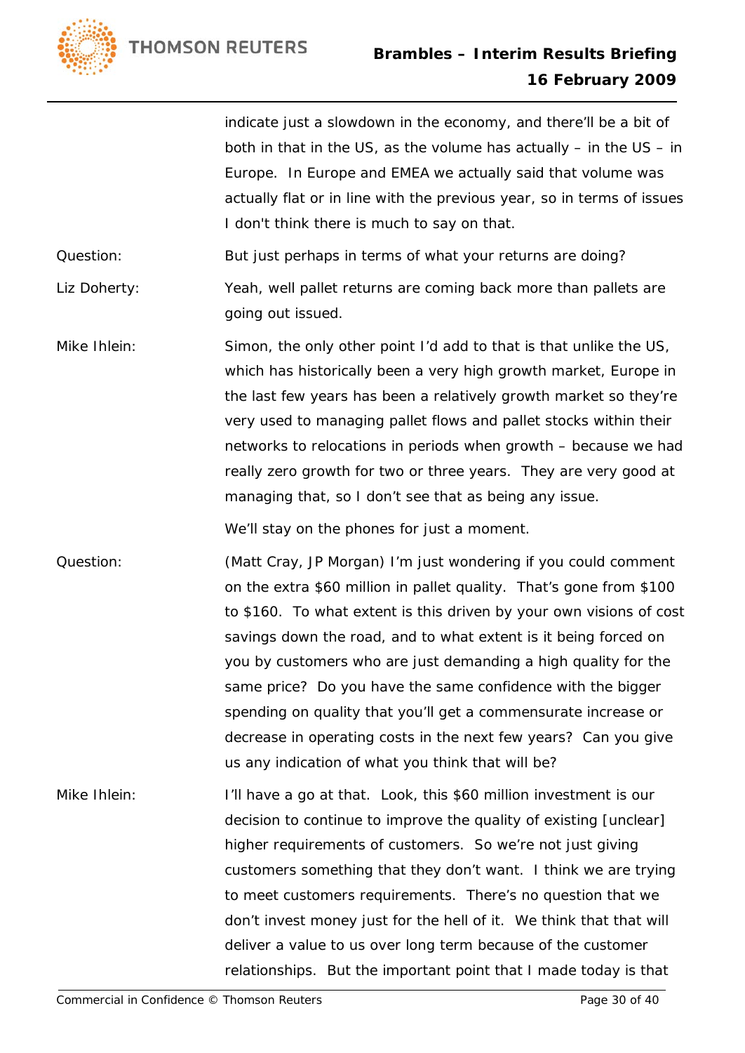indicate just a slowdown in the economy, and there'll be a bit of both in that in the US, as the volume has actually – in the US – in Europe. In Europe and EMEA we actually said that volume was actually flat or in line with the previous year, so in terms of issues I don't think there is much to say on that.

Question: But just perhaps in terms of what your returns are doing?

Liz Doherty: Yeah, well pallet returns are coming back more than pallets are going out issued.

Mike Ihlein: Simon, the only other point I'd add to that is that unlike the US, which has historically been a very high growth market, Europe in the last few years has been a relatively growth market so they're very used to managing pallet flows and pallet stocks within their networks to relocations in periods when growth – because we had really zero growth for two or three years. They are very good at managing that, so I don't see that as being any issue.

We'll stay on the phones for just a moment.

Question: (Matt Cray, JP Morgan) I'm just wondering if you could comment on the extra $60 million in pallet quality. That's gone from $100 to $160. To what extent is this driven by your own visions of cost savings down the road, and to what extent is it being forced on you by customers who are just demanding a high quality for the same price? Do you have the same confidence with the bigger spending on quality that you'll get a commensurate increase or decrease in operating costs in the next few years? Can you give us any indication of what you think that will be?

Mike Ihlein: I'll have a go at that. Look, this $60 million investment is our decision to continue to improve the quality of existing [unclear] higher requirements of customers. So we're not just giving customers something that they don't want. I think we are trying to meet customers requirements. There's no question that we don't invest money just for the hell of it. We think that that will deliver a value to us over long term because of the customer relationships. But the important point that I made today is that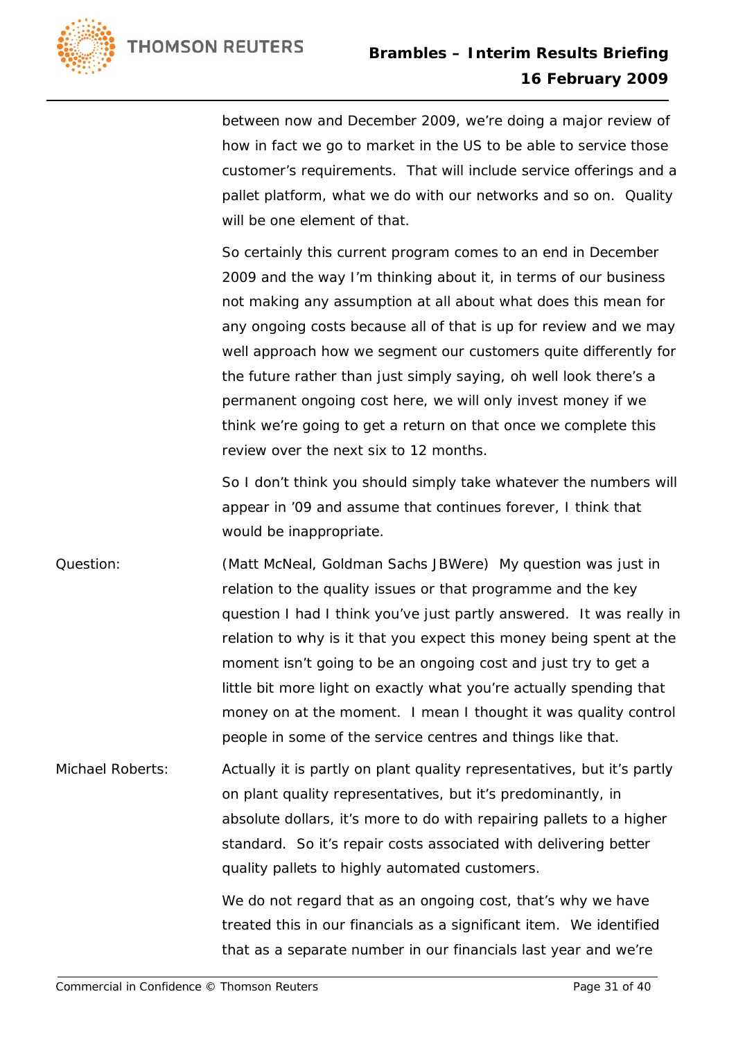between now and December 2009, we're doing a major review of how in fact we go to market in the US to be able to service those customer's requirements. That will include service offerings and a pallet platform, what we do with our networks and so on. Quality will be one element of that.

So certainly this current program comes to an end in December 2009 and the way I'm thinking about it, in terms of our business not making any assumption at all about what does this mean for any ongoing costs because all of that is up for review and we may well approach how we segment our customers quite differently for the future rather than just simply saying, oh well look there's a permanent ongoing cost here, we will only invest money if we think we're going to get a return on that once we complete this review over the next six to 12 months.

So I don't think you should simply take whatever the numbers will appear in '09 and assume that continues forever, I think that would be inappropriate.

Question: (Matt McNeal, Goldman Sachs JBWere) My question was just in relation to the quality issues or that programme and the key question I had I think you've just partly answered. It was really in relation to why is it that you expect this money being spent at the moment isn't going to be an ongoing cost and just try to get a little bit more light on exactly what you're actually spending that money on at the moment. I mean I thought it was quality control people in some of the service centres and things like that.

Michael Roberts: Actually it is partly on plant quality representatives, but it's partly on plant quality representatives, but it's predominantly, in absolute dollars, it's more to do with repairing pallets to a higher standard. So it's repair costs associated with delivering better quality pallets to highly automated customers.

We do not regard that as an ongoing cost, that's why we have treated this in our financials as a significant item. We identified that as a separate number in our financials last year and we're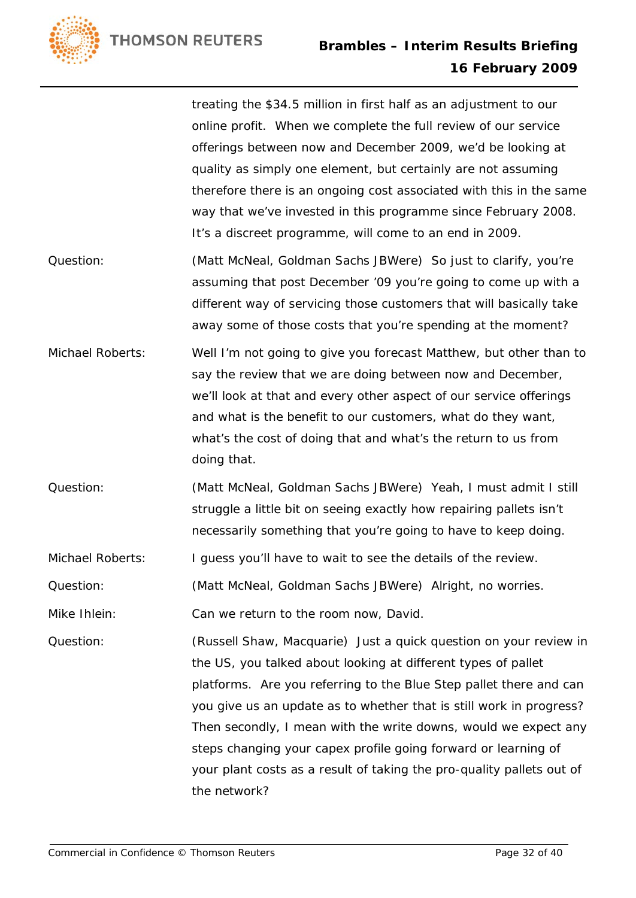treating the $34.5 million in first half as an adjustment to our online profit. When we complete the full review of our service offerings between now and December 2009, we'd be looking at quality as simply one element, but certainly are not assuming therefore there is an ongoing cost associated with this in the same way that we've invested in this programme since February 2008. It's a discreet programme, will come to an end in 2009.

Question: (Matt McNeal, Goldman Sachs JBWere) So just to clarify, you're assuming that post December '09 you're going to come up with a different way of servicing those customers that will basically take away some of those costs that you're spending at the moment?

Michael Roberts: Well I'm not going to give you forecast Matthew, but other than to say the review that we are doing between now and December, we'll look at that and every other aspect of our service offerings and what is the benefit to our customers, what do they want, what's the cost of doing that and what's the return to us from doing that.

Question: (Matt McNeal, Goldman Sachs JBWere) Yeah, I must admit I still struggle a little bit on seeing exactly how repairing pallets isn't necessarily something that you're going to have to keep doing.

Michael Roberts: I guess you'll have to wait to see the details of the review.

Question: (Matt McNeal, Goldman Sachs JBWere) Alright, no worries.

Mike Ihlein: Can we return to the room now, David.

Question: (Russell Shaw, Macquarie) Just a quick question on your review in the US, you talked about looking at different types of pallet platforms. Are you referring to the Blue Step pallet there and can you give us an update as to whether that is still work in progress? Then secondly, I mean with the write downs, would we expect any steps changing your capex profile going forward or learning of your plant costs as a result of taking the pro-quality pallets out of the network?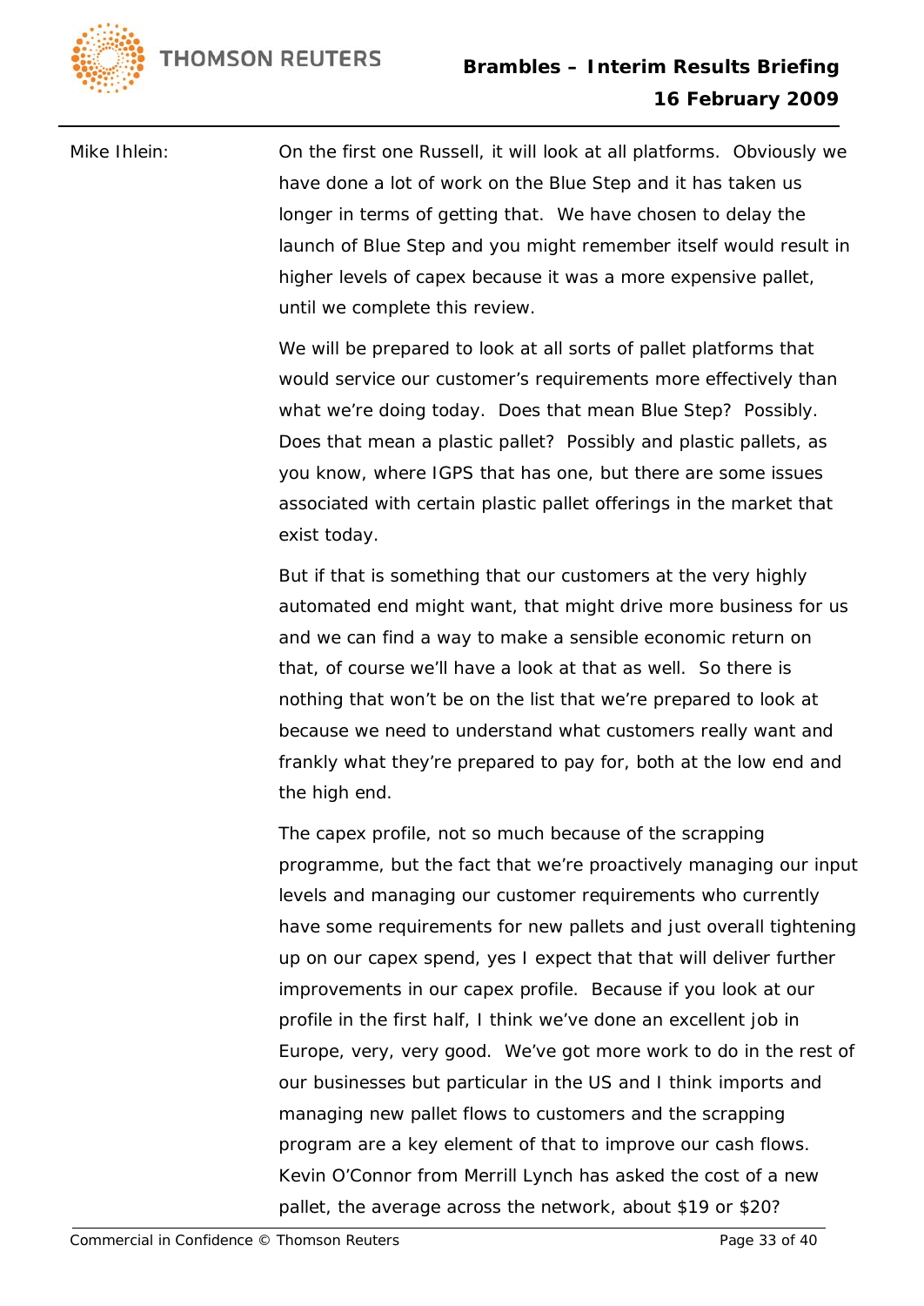Mike Ihlein: On the first one Russell, it will look at all platforms. Obviously we have done a lot of work on the Blue Step and it has taken us longer in terms of getting that. We have chosen to delay the launch of Blue Step and you might remember itself would result in higher levels of capex because it was a more expensive pallet, until we complete this review.

We will be prepared to look at all sorts of pallet platforms that would service our customer's requirements more effectively than what we're doing today. Does that mean Blue Step? Possibly. Does that mean a plastic pallet? Possibly and plastic pallets, as you know, where IGPS that has one, but there are some issues associated with certain plastic pallet offerings in the market that exist today.

But if that is something that our customers at the very highly automated end might want, that might drive more business for us and we can find a way to make a sensible economic return on that, of course we'll have a look at that as well. So there is nothing that won't be on the list that we're prepared to look at because we need to understand what customers really want and frankly what they're prepared to pay for, both at the low end and the high end.

The capex profile, not so much because of the scrapping programme, but the fact that we're proactively managing our input levels and managing our customer requirements who currently have some requirements for new pallets and just overall tightening up on our capex spend, yes I expect that that will deliver further improvements in our capex profile. Because if you look at our profile in the first half, I think we've done an excellent job in Europe, very, very good. We've got more work to do in the rest of our businesses but particular in the US and I think imports and managing new pallet flows to customers and the scrapping program are a key element of that to improve our cash flows. Kevin O'Connor from Merrill Lynch has asked the cost of a new pallet, the average across the network, about $19 or $20?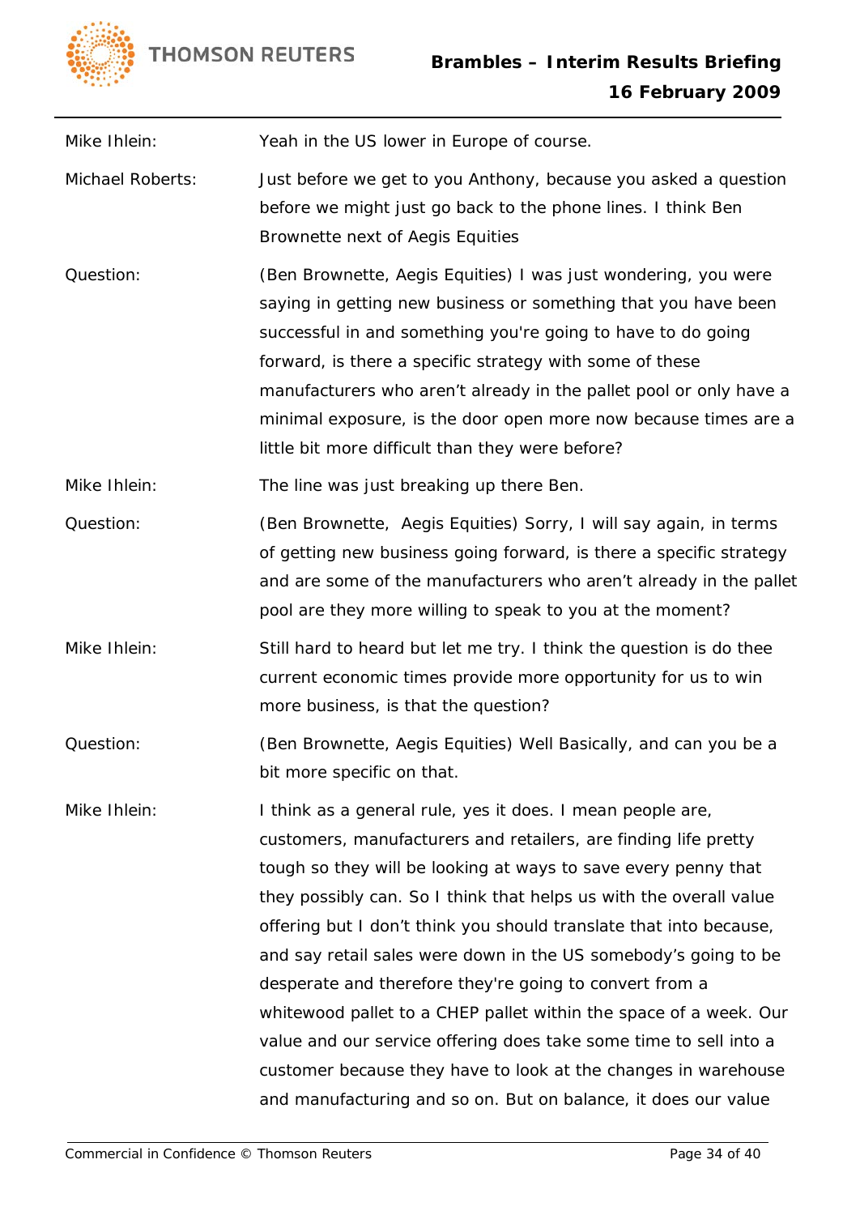Mike Ihlein: Yeah in the US lower in Europe of course.

Michael Roberts: Just before we get to you Anthony, because you asked a question before we might just go back to the phone lines. I think Ben Brownette next of Aegis Equities

Question: (Ben Brownette, Aegis Equities) I was just wondering, you were saying in getting new business or something that you have been successful in and something you're going to have to do going forward, is there a specific strategy with some of these manufacturers who aren't already in the pallet pool or only have a minimal exposure, is the door open more now because times are a little bit more difficult than they were before?

Mike Ihlein: The line was just breaking up there Ben.

Question: (Ben Brownette, Aegis Equities) Sorry, I will say again, in terms of getting new business going forward, is there a specific strategy and are some of the manufacturers who aren't already in the pallet pool are they more willing to speak to you at the moment?

Mike Ihlein: Still hard to heard but let me try. I think the question is do thee current economic times provide more opportunity for us to win more business, is that the question?

Question: (Ben Brownette, Aegis Equities) Well Basically, and can you be a bit more specific on that.

Mike Ihlein: I think as a general rule, yes it does. I mean people are, customers, manufacturers and retailers, are finding life pretty tough so they will be looking at ways to save every penny that they possibly can. So I think that helps us with the overall value offering but I don't think you should translate that into because, and say retail sales were down in the US somebody's going to be desperate and therefore they're going to convert from a whitewood pallet to a CHEP pallet within the space of a week. Our value and our service offering does take some time to sell into a customer because they have to look at the changes in warehouse and manufacturing and so on. But on balance, it does our value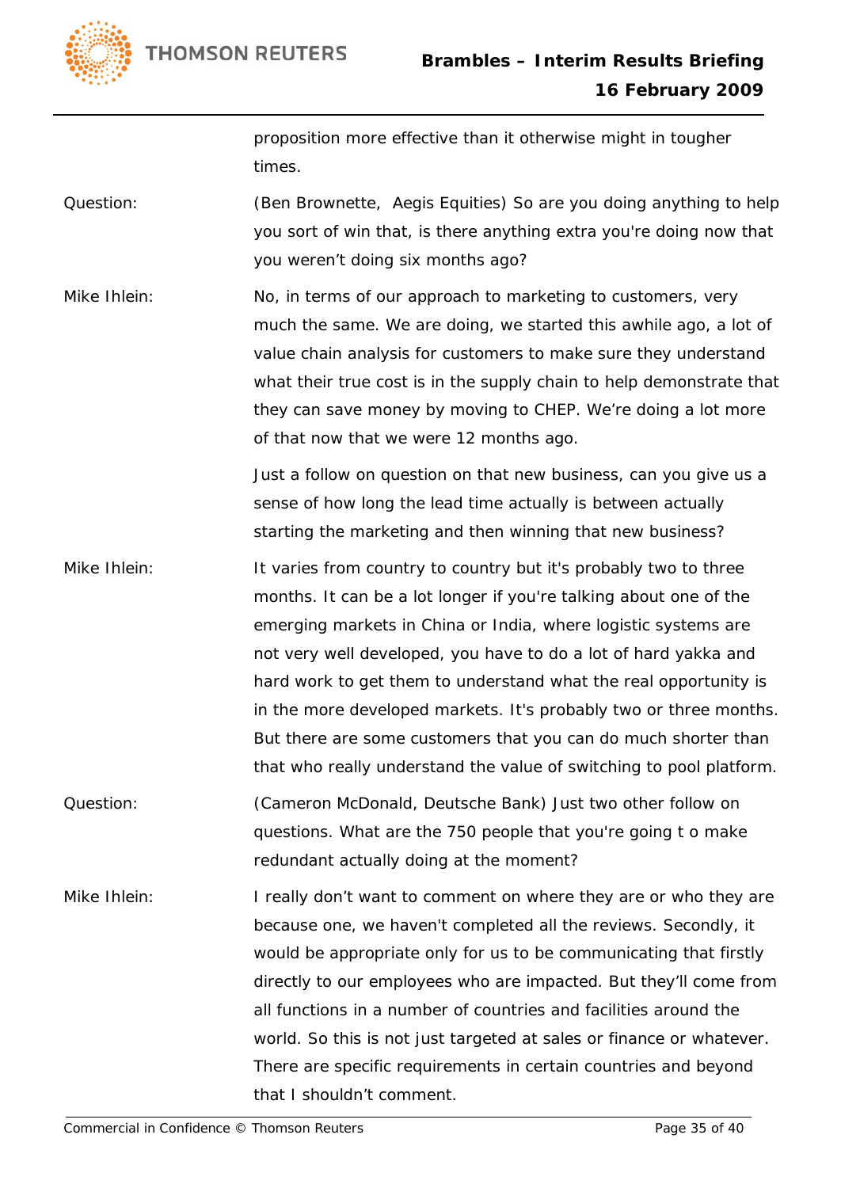proposition more effective than it otherwise might in tougher times.

Question: (Ben Brownette, Aegis Equities) So are you doing anything to help you sort of win that, is there anything extra you're doing now that you weren't doing six months ago?

Mike Ihlein: No, in terms of our approach to marketing to customers, very much the same. We are doing, we started this awhile ago, a lot of value chain analysis for customers to make sure they understand what their true cost is in the supply chain to help demonstrate that they can save money by moving to CHEP. We're doing a lot more of that now that we were 12 months ago.

Just a follow on question on that new business, can you give us a sense of how long the lead time actually is between actually starting the marketing and then winning that new business?

Mike Ihlein: It varies from country to country but it's probably two to three months. It can be a lot longer if you're talking about one of the emerging markets in China or India, where logistic systems are not very well developed, you have to do a lot of hard yakka and hard work to get them to understand what the real opportunity is in the more developed markets. It's probably two or three months. But there are some customers that you can do much shorter than that who really understand the value of switching to pool platform.

Question: (Cameron McDonald, Deutsche Bank) Just two other follow on questions. What are the 750 people that you're going t o make redundant actually doing at the moment?

Mike Ihlein: I really don't want to comment on where they are or who they are because one, we haven't completed all the reviews. Secondly, it would be appropriate only for us to be communicating that firstly directly to our employees who are impacted. But they'll come from all functions in a number of countries and facilities around the world. So this is not just targeted at sales or finance or whatever. There are specific requirements in certain countries and beyond that I shouldn't comment.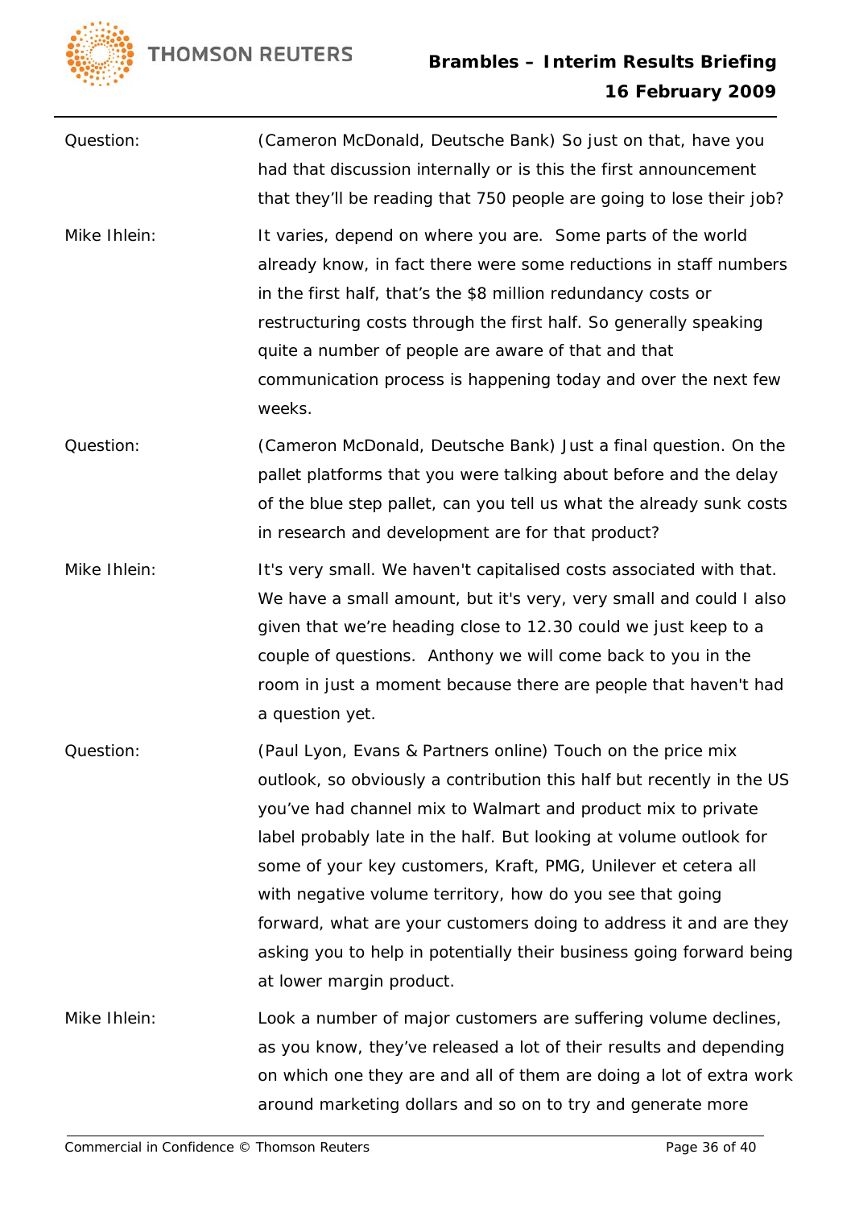Question: (Cameron McDonald, Deutsche Bank) So just on that, have you had that discussion internally or is this the first announcement that they'll be reading that 750 people are going to lose their job?

Mike Ihlein: It varies, depend on where you are. Some parts of the world already know, in fact there were some reductions in staff numbers in the first half, that's the $8 million redundancy costs or restructuring costs through the first half. So generally speaking quite a number of people are aware of that and that communication process is happening today and over the next few weeks.

Question: (Cameron McDonald, Deutsche Bank) Just a final question. On the pallet platforms that you were talking about before and the delay of the blue step pallet, can you tell us what the already sunk costs in research and development are for that product?

Mike Ihlein: It's very small. We haven't capitalised costs associated with that. We have a small amount, but it's very, very small and could I also given that we're heading close to 12.30 could we just keep to a couple of questions. Anthony we will come back to you in the room in just a moment because there are people that haven't had a question yet.

Question: (Paul Lyon, Evans & Partners online) Touch on the price mix outlook, so obviously a contribution this half but recently in the US you've had channel mix to Walmart and product mix to private label probably late in the half. But looking at volume outlook for some of your key customers, Kraft, PMG, Unilever et cetera all with negative volume territory, how do you see that going forward, what are your customers doing to address it and are they asking you to help in potentially their business going forward being at lower margin product.

Mike Ihlein: Look a number of major customers are suffering volume declines, as you know, they've released a lot of their results and depending on which one they are and all of them are doing a lot of extra work around marketing dollars and so on to try and generate more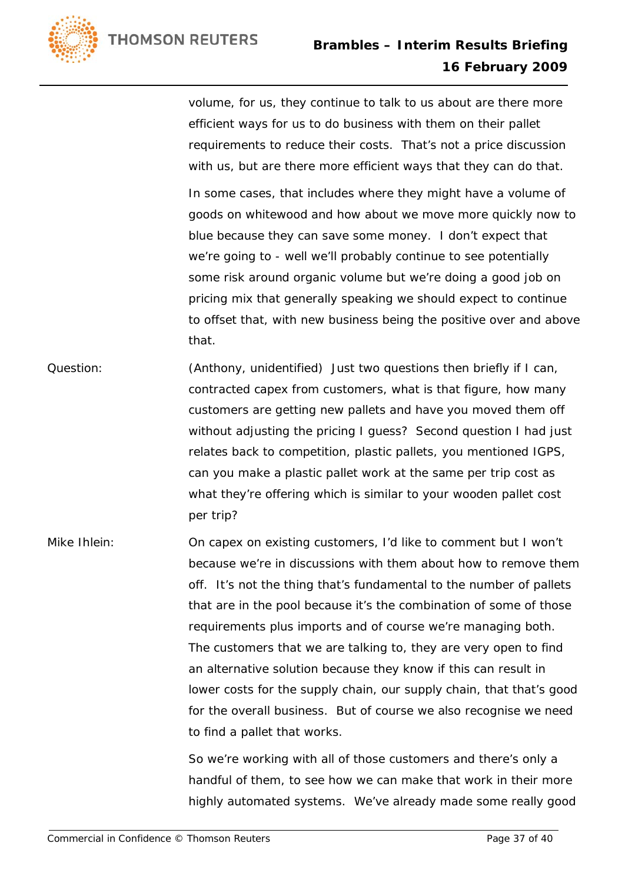volume, for us, they continue to talk to us about are there more efficient ways for us to do business with them on their pallet requirements to reduce their costs. That's not a price discussion with us, but are there more efficient ways that they can do that.

In some cases, that includes where they might have a volume of goods on whitewood and how about we move more quickly now to blue because they can save some money. I don't expect that we're going to - well we'll probably continue to see potentially some risk around organic volume but we're doing a good job on pricing mix that generally speaking we should expect to continue to offset that, with new business being the positive over and above that.

Question: (Anthony, unidentified) Just two questions then briefly if I can, contracted capex from customers, what is that figure, how many customers are getting new pallets and have you moved them off without adjusting the pricing I guess? Second question I had just relates back to competition, plastic pallets, you mentioned IGPS, can you make a plastic pallet work at the same per trip cost as what they're offering which is similar to your wooden pallet cost per trip?

Mike Ihlein: On capex on existing customers, I'd like to comment but I won't because we're in discussions with them about how to remove them off. It's not the thing that's fundamental to the number of pallets that are in the pool because it's the combination of some of those requirements plus imports and of course we're managing both. The customers that we are talking to, they are very open to find an alternative solution because they know if this can result in lower costs for the supply chain, our supply chain, that that's good for the overall business. But of course we also recognise we need to find a pallet that works.

So we're working with all of those customers and there's only a handful of them, to see how we can make that work in their more highly automated systems. We've already made some really good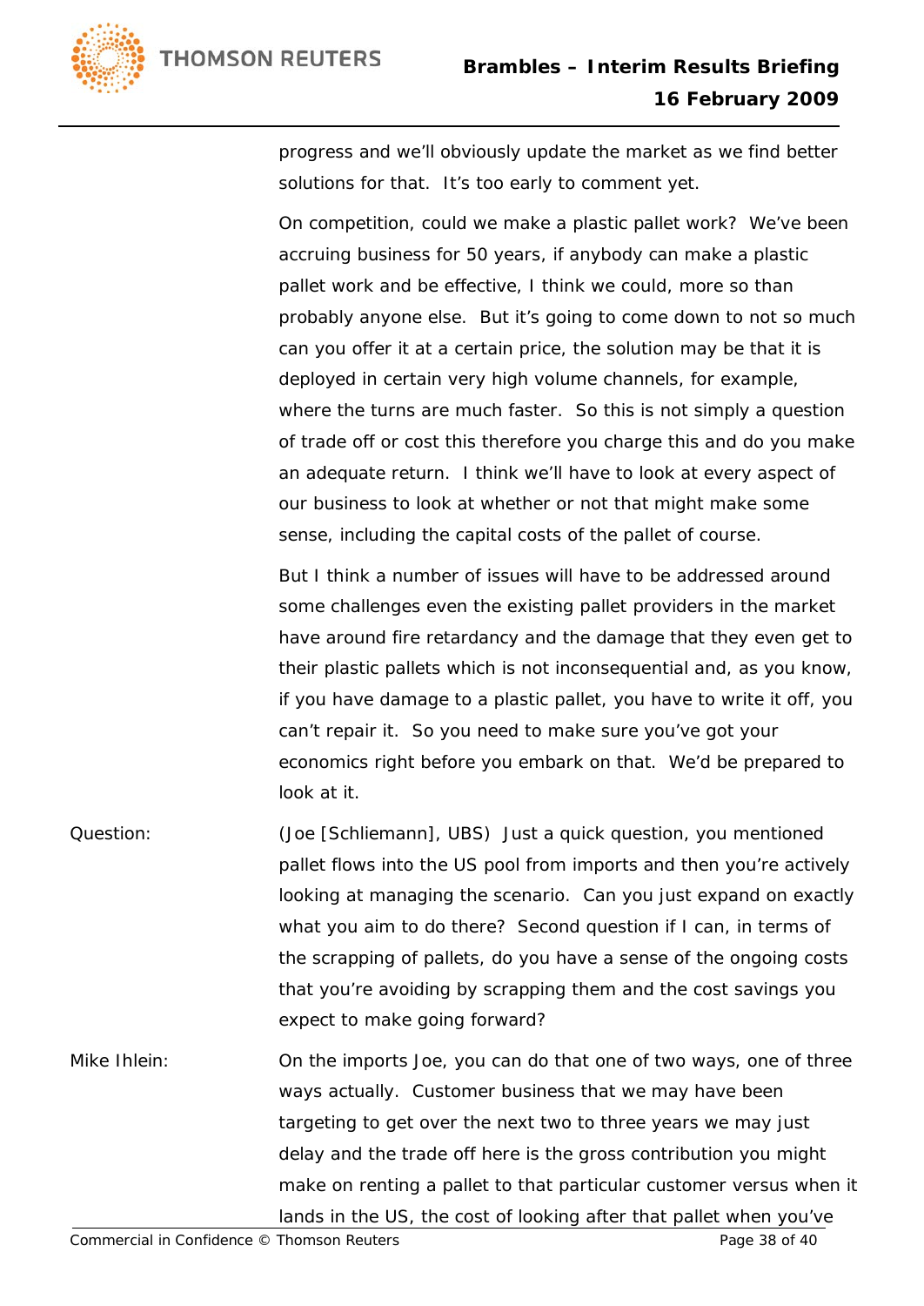progress and we'll obviously update the market as we find better solutions for that.  It's too early to comment yet.

On competition, could we make a plastic pallet work?  We've been accruing business for 50 years, if anybody can make a plastic pallet work and be effective, I think we could, more so than probably anyone else.  But it's going to come down to not so much can you offer it at a certain price, the solution may be that it is deployed in certain very high volume channels, for example, where the turns are much faster.  So this is not simply a question of trade off or cost this therefore you charge this and do you make an adequate return.  I think we'll have to look at every aspect of our business to look at whether or not that might make some sense, including the capital costs of the pallet of course.

But I think a number of issues will have to be addressed around some challenges even the existing pallet providers in the market have around fire retardancy and the damage that they even get to their plastic pallets which is not inconsequential and, as you know, if you have damage to a plastic pallet, you have to write it off, you can't repair it.  So you need to make sure you've got your economics right before you embark on that.  We'd be prepared to look at it.

Question: (Joe [Schliemann], UBS)  Just a quick question, you mentioned pallet flows into the US pool from imports and then you're actively looking at managing the scenario.  Can you just expand on exactly what you aim to do there?  Second question if I can, in terms of the scrapping of pallets, do you have a sense of the ongoing costs that you're avoiding by scrapping them and the cost savings you expect to make going forward?

Mike Ihlein: On the imports Joe, you can do that one of two ways, one of three ways actually.  Customer business that we may have been targeting to get over the next two to three years we may just delay and the trade off here is the gross contribution you might make on renting a pallet to that particular customer versus when it lands in the US, the cost of looking after that pallet when you've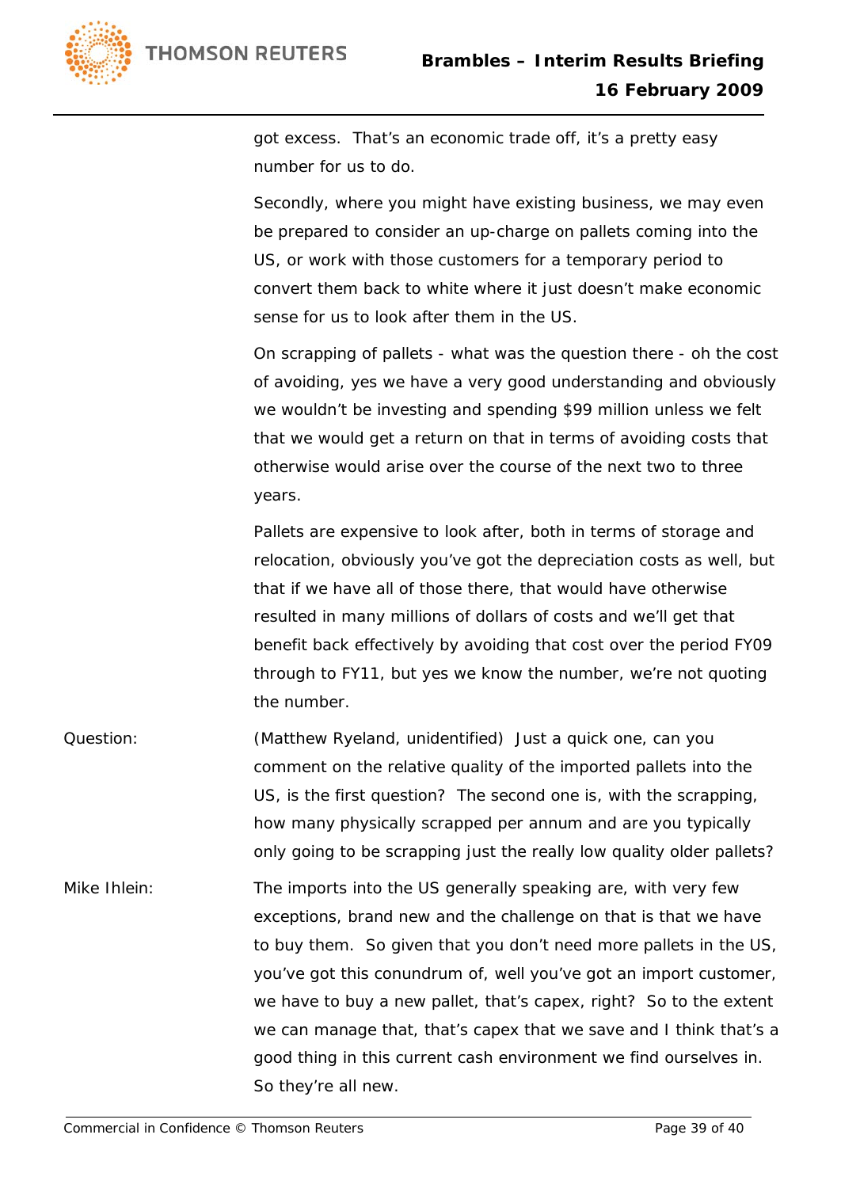got excess. That's an economic trade off, it's a pretty easy number for us to do.

Secondly, where you might have existing business, we may even be prepared to consider an up-charge on pallets coming into the US, or work with those customers for a temporary period to convert them back to white where it just doesn't make economic sense for us to look after them in the US.

On scrapping of pallets - what was the question there - oh the cost of avoiding, yes we have a very good understanding and obviously we wouldn't be investing and spending $99 million unless we felt that we would get a return on that in terms of avoiding costs that otherwise would arise over the course of the next two to three years.

Pallets are expensive to look after, both in terms of storage and relocation, obviously you've got the depreciation costs as well, but that if we have all of those there, that would have otherwise resulted in many millions of dollars of costs and we'll get that benefit back effectively by avoiding that cost over the period FY09 through to FY11, but yes we know the number, we're not quoting the number.

Question: (Matthew Ryeland, unidentified) Just a quick one, can you comment on the relative quality of the imported pallets into the US, is the first question? The second one is, with the scrapping, how many physically scrapped per annum and are you typically only going to be scrapping just the really low quality older pallets?

Mike Ihlein: The imports into the US generally speaking are, with very few exceptions, brand new and the challenge on that is that we have to buy them. So given that you don't need more pallets in the US, you've got this conundrum of, well you've got an import customer, we have to buy a new pallet, that's capex, right? So to the extent we can manage that, that's capex that we save and I think that's a good thing in this current cash environment we find ourselves in. So they're all new.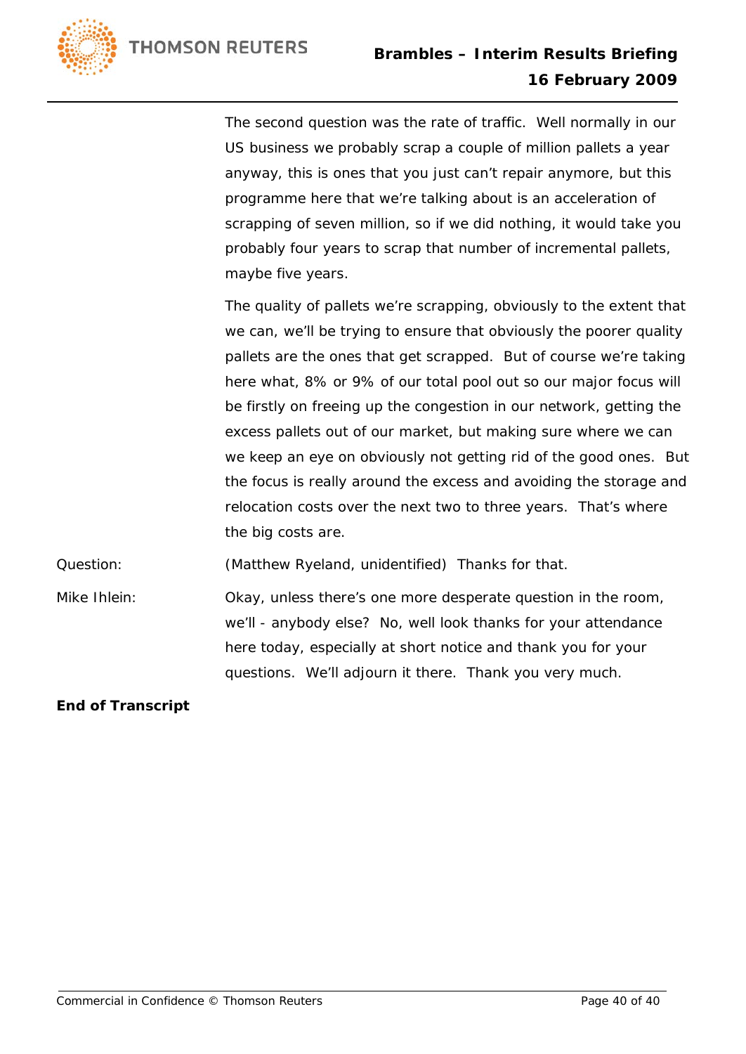The second question was the rate of traffic. Well normally in our US business we probably scrap a couple of million pallets a year anyway, this is ones that you just can't repair anymore, but this programme here that we're talking about is an acceleration of scrapping of seven million, so if we did nothing, it would take you probably four years to scrap that number of incremental pallets, maybe five years.

The quality of pallets we're scrapping, obviously to the extent that we can, we'll be trying to ensure that obviously the poorer quality pallets are the ones that get scrapped. But of course we're taking here what, 8% or 9% of our total pool out so our major focus will be firstly on freeing up the congestion in our network, getting the excess pallets out of our market, but making sure where we can we keep an eye on obviously not getting rid of the good ones. But the focus is really around the excess and avoiding the storage and relocation costs over the next two to three years. That's where the big costs are.

Question: (Matthew Ryeland, unidentified) Thanks for that.

Mike Ihlein: Okay, unless there's one more desperate question in the room, we'll - anybody else? No, well look thanks for your attendance here today, especially at short notice and thank you for your questions. We'll adjourn it there. Thank you very much.

**End of Transcript**